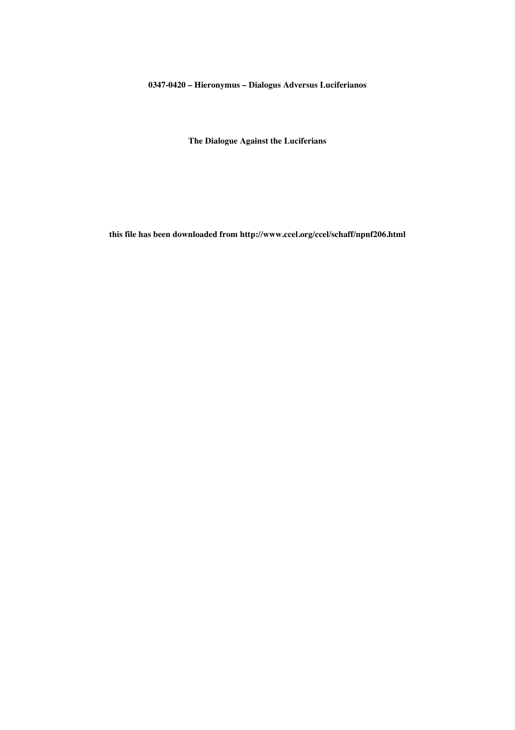**0347-0420 – Hieronymus – Dialogus Adversus Luciferianos**

**The Dialogue Against the Luciferians**

**this file has been downloaded from http://www.ccel.org/ccel/schaff/npnf206.html**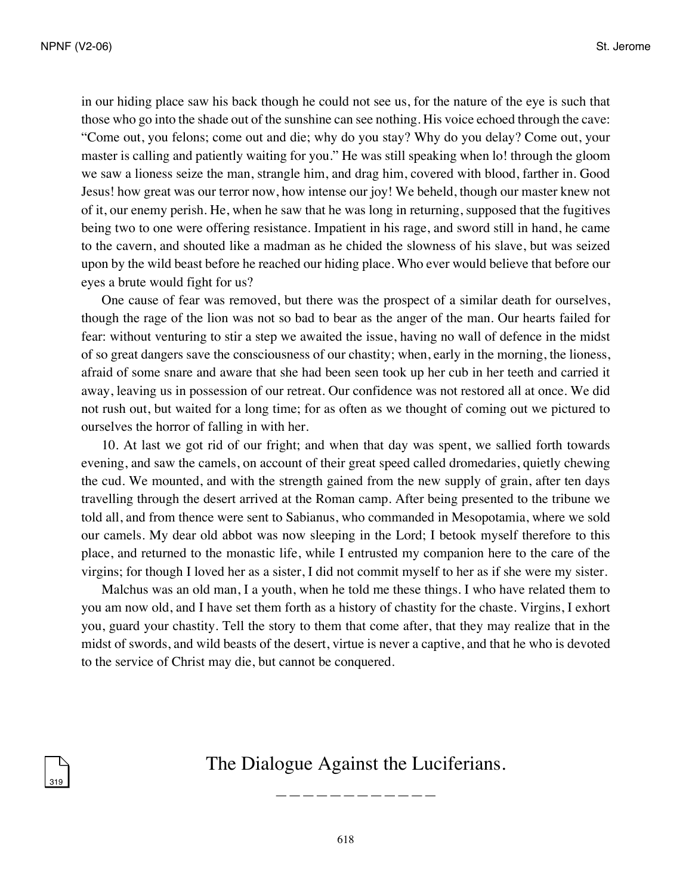in our hiding place saw his back though he could not see us, for the nature of the eye is such that those who go into the shade out of the sunshine can see nothing. His voice echoed through the cave: "Come out, you felons; come out and die; why do you stay? Why do you delay? Come out, your master is calling and patiently waiting for you." He was still speaking when lo! through the gloom we saw a lioness seize the man, strangle him, and drag him, covered with blood, farther in. Good Jesus! how great was our terror now, how intense our joy! We beheld, though our master knew not of it, our enemy perish. He, when he saw that he was long in returning, supposed that the fugitives being two to one were offering resistance. Impatient in his rage, and sword still in hand, he came to the cavern, and shouted like a madman as he chided the slowness of his slave, but was seized upon by the wild beast before he reached our hiding place. Who ever would believe that before our eyes a brute would fight for us?

One cause of fear was removed, but there was the prospect of a similar death for ourselves, though the rage of the lion was not so bad to bear as the anger of the man. Our hearts failed for fear: without venturing to stir a step we awaited the issue, having no wall of defence in the midst of so great dangers save the consciousness of our chastity; when, early in the morning, the lioness, afraid of some snare and aware that she had been seen took up her cub in her teeth and carried it away, leaving us in possession of our retreat. Our confidence was not restored all at once. We did not rush out, but waited for a long time; for as often as we thought of coming out we pictured to ourselves the horror of falling in with her.

10. At last we got rid of our fright; and when that day was spent, we sallied forth towards evening, and saw the camels, on account of their great speed called dromedaries, quietly chewing the cud. We mounted, and with the strength gained from the new supply of grain, after ten days travelling through the desert arrived at the Roman camp. After being presented to the tribune we told all, and from thence were sent to Sabianus, who commanded in Mesopotamia, where we sold our camels. My dear old abbot was now sleeping in the Lord; I betook myself therefore to this place, and returned to the monastic life, while I entrusted my companion here to the care of the virgins; for though I loved her as a sister, I did not commit myself to her as if she were my sister.

Malchus was an old man, I a youth, when he told me these things. I who have related them to you am now old, and I have set them forth as a history of chastity for the chaste. Virgins, I exhort you, guard your chastity. Tell the story to them that come after, that they may realize that in the midst of swords, and wild beasts of the desert, virtue is never a captive, and that he who is devoted to the service of Christ may die, but cannot be conquered.

# The Dialogue Against the Luciferians.

———————————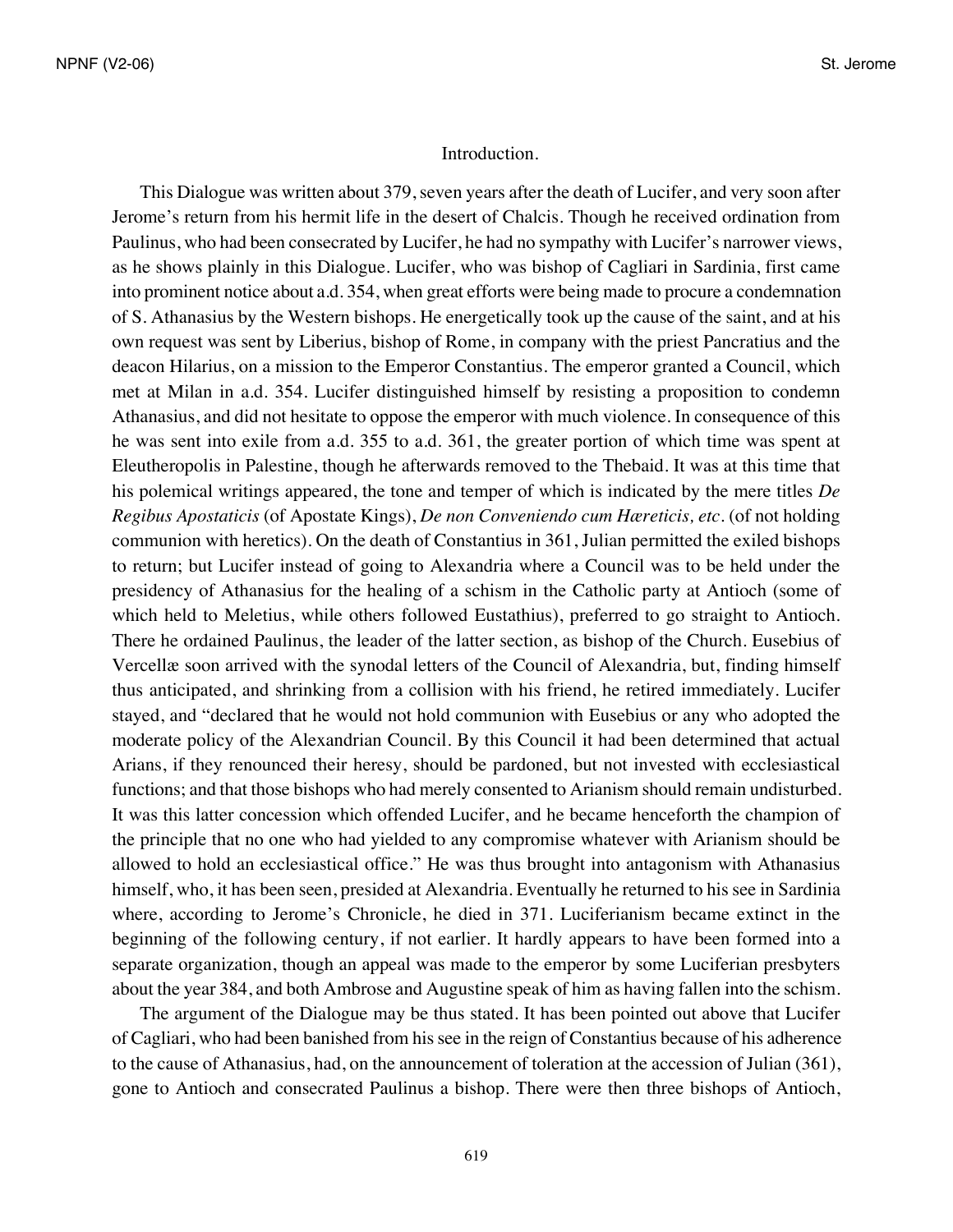## Introduction.

This Dialogue was written about 379, seven years after the death of Lucifer, and very soon after Jerome's return from his hermit life in the desert of Chalcis. Though he received ordination from Paulinus, who had been consecrated by Lucifer, he had no sympathy with Lucifer's narrower views, as he shows plainly in this Dialogue. Lucifer, who was bishop of Cagliari in Sardinia, first came into prominent notice about a.d. 354, when great efforts were being made to procure a condemnation of S. Athanasius by the Western bishops. He energetically took up the cause of the saint, and at his own request was sent by Liberius, bishop of Rome, in company with the priest Pancratius and the deacon Hilarius, on a mission to the Emperor Constantius. The emperor granted a Council, which met at Milan in a.d. 354. Lucifer distinguished himself by resisting a proposition to condemn Athanasius, and did not hesitate to oppose the emperor with much violence. In consequence of this he was sent into exile from a.d. 355 to a.d. 361, the greater portion of which time was spent at Eleutheropolis in Palestine, though he afterwards removed to the Thebaid. It was at this time that his polemical writings appeared, the tone and temper of which is indicated by the mere titles *De Regibus Apostaticis* (of Apostate Kings), *De non Conveniendo cum Hæreticis, etc.* (of not holding communion with heretics). On the death of Constantius in 361, Julian permitted the exiled bishops to return; but Lucifer instead of going to Alexandria where a Council was to be held under the presidency of Athanasius for the healing of a schism in the Catholic party at Antioch (some of which held to Meletius, while others followed Eustathius), preferred to go straight to Antioch. There he ordained Paulinus, the leader of the latter section, as bishop of the Church. Eusebius of Vercellæ soon arrived with the synodal letters of the Council of Alexandria, but, finding himself thus anticipated, and shrinking from a collision with his friend, he retired immediately. Lucifer stayed, and "declared that he would not hold communion with Eusebius or any who adopted the moderate policy of the Alexandrian Council. By this Council it had been determined that actual Arians, if they renounced their heresy, should be pardoned, but not invested with ecclesiastical functions; and that those bishops who had merely consented to Arianism should remain undisturbed. It was this latter concession which offended Lucifer, and he became henceforth the champion of the principle that no one who had yielded to any compromise whatever with Arianism should be allowed to hold an ecclesiastical office." He was thus brought into antagonism with Athanasius himself, who, it has been seen, presided at Alexandria. Eventually he returned to his see in Sardinia where, according to Jerome's Chronicle, he died in 371. Luciferianism became extinct in the beginning of the following century, if not earlier. It hardly appears to have been formed into a separate organization, though an appeal was made to the emperor by some Luciferian presbyters about the year 384, and both Ambrose and Augustine speak of him as having fallen into the schism.

The argument of the Dialogue may be thus stated. It has been pointed out above that Lucifer of Cagliari, who had been banished from his see in the reign of Constantius because of his adherence to the cause of Athanasius, had, on the announcement of toleration at the accession of Julian (361), gone to Antioch and consecrated Paulinus a bishop. There were then three bishops of Antioch,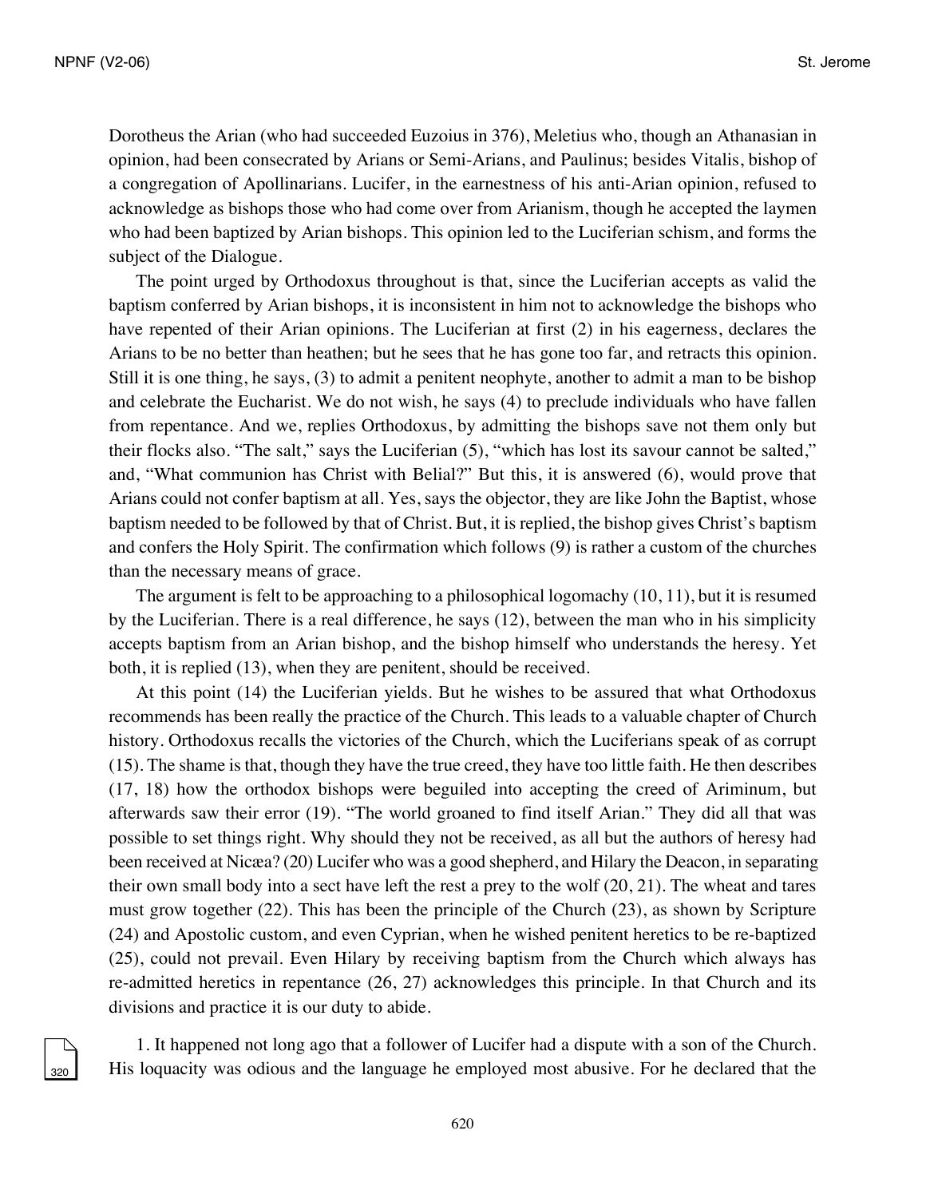Dorotheus the Arian (who had succeeded Euzoius in 376), Meletius who, though an Athanasian in opinion, had been consecrated by Arians or Semi-Arians, and Paulinus; besides Vitalis, bishop of a congregation of Apollinarians. Lucifer, in the earnestness of his anti-Arian opinion, refused to acknowledge as bishops those who had come over from Arianism, though he accepted the laymen who had been baptized by Arian bishops. This opinion led to the Luciferian schism, and forms the subject of the Dialogue.

The point urged by Orthodoxus throughout is that, since the Luciferian accepts as valid the baptism conferred by Arian bishops, it is inconsistent in him not to acknowledge the bishops who have repented of their Arian opinions. The Luciferian at first (2) in his eagerness, declares the Arians to be no better than heathen; but he sees that he has gone too far, and retracts this opinion. Still it is one thing, he says, (3) to admit a penitent neophyte, another to admit a man to be bishop and celebrate the Eucharist. We do not wish, he says (4) to preclude individuals who have fallen from repentance. And we, replies Orthodoxus, by admitting the bishops save not them only but their flocks also. "The salt," says the Luciferian (5), "which has lost its savour cannot be salted," and, "What communion has Christ with Belial?" But this, it is answered (6), would prove that Arians could not confer baptism at all. Yes, says the objector, they are like John the Baptist, whose baptism needed to be followed by that of Christ. But, it is replied, the bishop gives Christ's baptism and confers the Holy Spirit. The confirmation which follows (9) is rather a custom of the churches than the necessary means of grace.

The argument is felt to be approaching to a philosophical logomachy (10, 11), but it is resumed by the Luciferian. There is a real difference, he says (12), between the man who in his simplicity accepts baptism from an Arian bishop, and the bishop himself who understands the heresy. Yet both, it is replied (13), when they are penitent, should be received.

At this point (14) the Luciferian yields. But he wishes to be assured that what Orthodoxus recommends has been really the practice of the Church. This leads to a valuable chapter of Church history. Orthodoxus recalls the victories of the Church, which the Luciferians speak of as corrupt (15). The shame is that, though they have the true creed, they have too little faith. He then describes (17, 18) how the orthodox bishops were beguiled into accepting the creed of Ariminum, but afterwards saw their error (19). "The world groaned to find itself Arian." They did all that was possible to set things right. Why should they not be received, as all but the authors of heresy had been received at Nicæa? (20) Lucifer who was a good shepherd, and Hilary the Deacon, in separating their own small body into a sect have left the rest a prey to the wolf (20, 21). The wheat and tares must grow together (22). This has been the principle of the Church (23), as shown by Scripture (24) and Apostolic custom, and even Cyprian, when he wished penitent heretics to be re-baptized (25), could not prevail. Even Hilary by receiving baptism from the Church which always has re-admitted heretics in repentance (26, 27) acknowledges this principle. In that Church and its divisions and practice it is our duty to abide.

1. It happened not long ago that a follower of Lucifer had a dispute with a son of the Church. His loquacity was odious and the language he employed most abusive. For he declared that the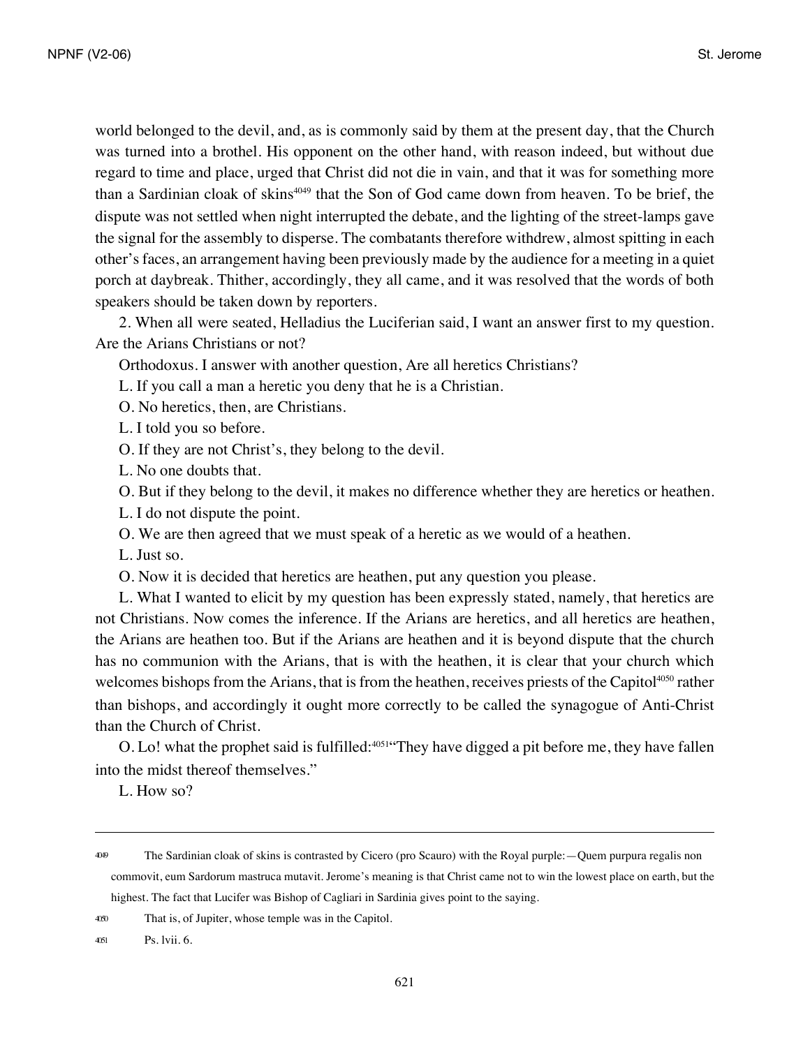world belonged to the devil, and, as is commonly said by them at the present day, that the Church was turned into a brothel. His opponent on the other hand, with reason indeed, but without due regard to time and place, urged that Christ did not die in vain, and that it was for something more than a Sardinian cloak of skins[4049] that the Son of God came down from heaven. To be brief, the dispute was not settled when night interrupted the debate, and the lighting of the street-lamps gave the signal for the assembly to disperse. The combatants therefore withdrew, almost spitting in each other's faces, an arrangement having been previously made by the audience for a meeting in a quiet porch at daybreak. Thither, accordingly, they all came, and it was resolved that the words of both speakers should be taken down by reporters.

2. When all were seated, Helladius the Luciferian said, I want an answer first to my question. Are the Arians Christians or not?

Orthodoxus. I answer with another question, Are all heretics Christians?

L. If you call a man a heretic you deny that he is a Christian.

O. No heretics, then, are Christians.

L. I told you so before.

O. If they are not Christ's, they belong to the devil.

L. No one doubts that.

O. But if they belong to the devil, it makes no difference whether they are heretics or heathen.

L. I do not dispute the point.

O. We are then agreed that we must speak of a heretic as we would of a heathen.

L. Just so.

O. Now it is decided that heretics are heathen, put any question you please.

L. What I wanted to elicit by my question has been expressly stated, namely, that heretics are not Christians. Now comes the inference. If the Arians are heretics, and all heretics are heathen, the Arians are heathen too. But if the Arians are heathen and it is beyond dispute that the church has no communion with the Arians, that is with the heathen, it is clear that your church which welcomes bishops from the Arians, that is from the heathen, receives priests of the Capitol[4050] rather than bishops, and accordingly it ought more correctly to be called the synagogue of Anti-Christ than the Church of Christ.

O. Lo! what the prophet said is fulfilled:[4051] "They have digged a pit before me, they have fallen into the midst thereof themselves."

L. How so?

---

[4049] The Sardinian cloak of skins is contrasted by Cicero (pro Scauro) with the Royal purple:—Quem purpura regalis non commovit, eum Sardorum mastruca mutavit. Jerome's meaning is that Christ came not to win the lowest place on earth, but the highest. The fact that Lucifer was Bishop of Cagliari in Sardinia gives point to the saying.

[4050] That is, of Jupiter, whose temple was in the Capitol.

[4051] Ps. lvii. 6.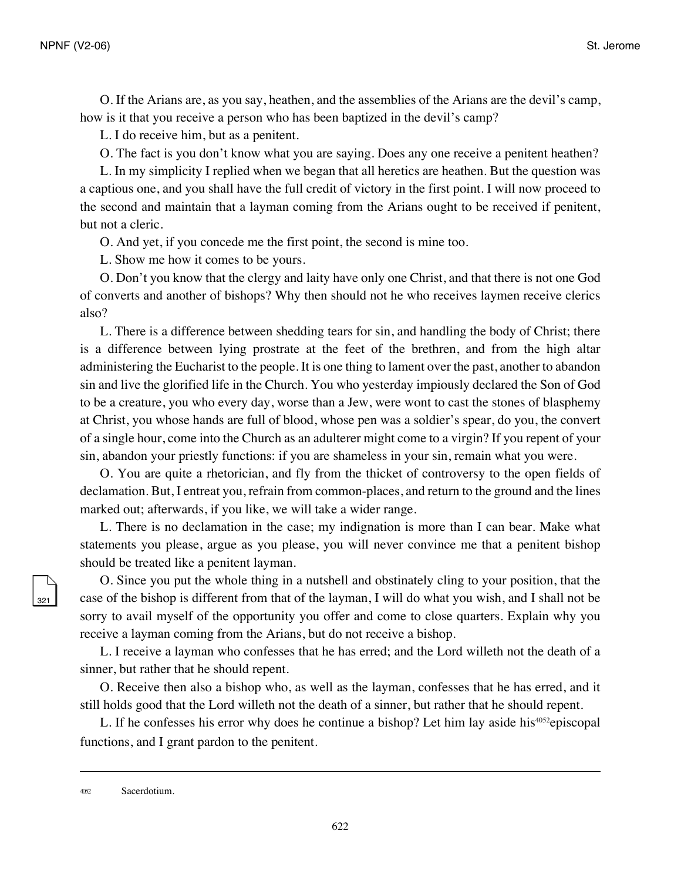O. If the Arians are, as you say, heathen, and the assemblies of the Arians are the devil's camp, how is it that you receive a person who has been baptized in the devil's camp?

L. I do receive him, but as a penitent.

O. The fact is you don't know what you are saying. Does any one receive a penitent heathen?

L. In my simplicity I replied when we began that all heretics are heathen. But the question was a captious one, and you shall have the full credit of victory in the first point. I will now proceed to the second and maintain that a layman coming from the Arians ought to be received if penitent, but not a cleric.

O. And yet, if you concede me the first point, the second is mine too.

L. Show me how it comes to be yours.

O. Don't you know that the clergy and laity have only one Christ, and that there is not one God of converts and another of bishops? Why then should not he who receives laymen receive clerics also?

L. There is a difference between shedding tears for sin, and handling the body of Christ; there is a difference between lying prostrate at the feet of the brethren, and from the high altar administering the Eucharist to the people. It is one thing to lament over the past, another to abandon sin and live the glorified life in the Church. You who yesterday impiously declared the Son of God to be a creature, you who every day, worse than a Jew, were wont to cast the stones of blasphemy at Christ, you whose hands are full of blood, whose pen was a soldier's spear, do you, the convert of a single hour, come into the Church as an adulterer might come to a virgin? If you repent of your sin, abandon your priestly functions: if you are shameless in your sin, remain what you were.

O. You are quite a rhetorician, and fly from the thicket of controversy to the open fields of declamation. But, I entreat you, refrain from common-places, and return to the ground and the lines marked out; afterwards, if you like, we will take a wider range.

L. There is no declamation in the case; my indignation is more than I can bear. Make what statements you please, argue as you please, you will never convince me that a penitent bishop should be treated like a penitent layman.

O. Since you put the whole thing in a nutshell and obstinately cling to your position, that the case of the bishop is different from that of the layman, I will do what you wish, and I shall not be sorry to avail myself of the opportunity you offer and come to close quarters. Explain why you receive a layman coming from the Arians, but do not receive a bishop.

L. I receive a layman who confesses that he has erred; and the Lord willeth not the death of a sinner, but rather that he should repent.

O. Receive then also a bishop who, as well as the layman, confesses that he has erred, and it still holds good that the Lord willeth not the death of a sinner, but rather that he should repent.

L. If he confesses his error why does he continue a bishop? Let him lay aside his[4052] episcopal functions, and I grant pardon to the penitent.

---

[4052] Sacerdotium.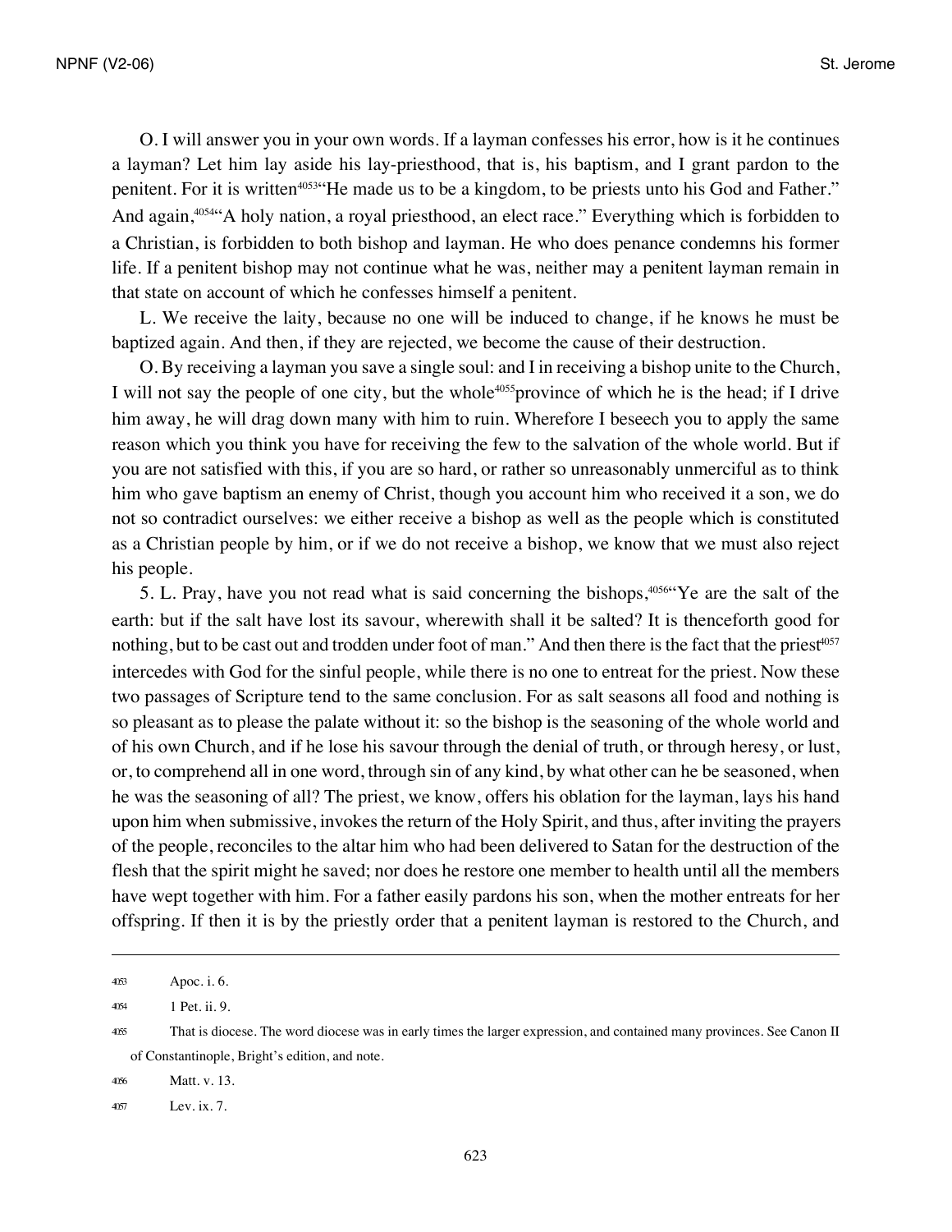O. I will answer you in your own words. If a layman confesses his error, how is it he continues a layman? Let him lay aside his lay-priesthood, that is, his baptism, and I grant pardon to the penitent. For it is written[4053] "He made us to be a kingdom, to be priests unto his God and Father." And again,[4054] "A holy nation, a royal priesthood, an elect race." Everything which is forbidden to a Christian, is forbidden to both bishop and layman. He who does penance condemns his former life. If a penitent bishop may not continue what he was, neither may a penitent layman remain in that state on account of which he confesses himself a penitent.

L. We receive the laity, because no one will be induced to change, if he knows he must be baptized again. And then, if they are rejected, we become the cause of their destruction.

O. By receiving a layman you save a single soul: and I in receiving a bishop unite to the Church, I will not say the people of one city, but the whole[4055] province of which he is the head; if I drive him away, he will drag down many with him to ruin. Wherefore I beseech you to apply the same reason which you think you have for receiving the few to the salvation of the whole world. But if you are not satisfied with this, if you are so hard, or rather so unreasonably unmerciful as to think him who gave baptism an enemy of Christ, though you account him who received it a son, we do not so contradict ourselves: we either receive a bishop as well as the people which is constituted as a Christian people by him, or if we do not receive a bishop, we know that we must also reject his people.

5. L. Pray, have you not read what is said concerning the bishops,[4056] "Ye are the salt of the earth: but if the salt have lost its savour, wherewith shall it be salted? It is thenceforth good for nothing, but to be cast out and trodden under foot of man." And then there is the fact that the priest[4057] intercedes with God for the sinful people, while there is no one to entreat for the priest. Now these two passages of Scripture tend to the same conclusion. For as salt seasons all food and nothing is so pleasant as to please the palate without it: so the bishop is the seasoning of the whole world and of his own Church, and if he lose his savour through the denial of truth, or through heresy, or lust, or, to comprehend all in one word, through sin of any kind, by what other can he be seasoned, when he was the seasoning of all? The priest, we know, offers his oblation for the layman, lays his hand upon him when submissive, invokes the return of the Holy Spirit, and thus, after inviting the prayers of the people, reconciles to the altar him who had been delivered to Satan for the destruction of the flesh that the spirit might he saved; nor does he restore one member to health until all the members have wept together with him. For a father easily pardons his son, when the mother entreats for her offspring. If then it is by the priestly order that a penitent layman is restored to the Church, and

---

4053 Apoc. i. 6.

4054 1 Pet. ii. 9.

4055 That is diocese. The word diocese was in early times the larger expression, and contained many provinces. See Canon II of Constantinople, Bright's edition, and note.

4056 Matt. v. 13.

4057 Lev. ix. 7.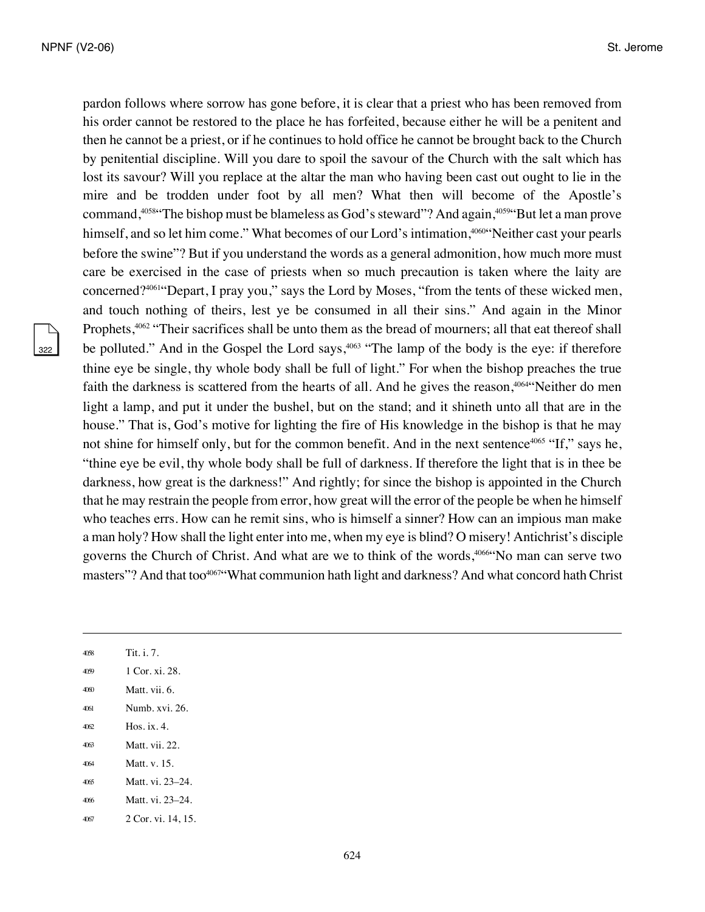pardon follows where sorrow has gone before, it is clear that a priest who has been removed from his order cannot be restored to the place he has forfeited, because either he will be a penitent and then he cannot be a priest, or if he continues to hold office he cannot be brought back to the Church by penitential discipline. Will you dare to spoil the savour of the Church with the salt which has lost its savour? Will you replace at the altar the man who having been cast out ought to lie in the mire and be trodden under foot by all men? What then will become of the Apostle's command,[4058] "The bishop must be blameless as God's steward"? And again,[4059] "But let a man prove himself, and so let him come." What becomes of our Lord's intimation,[4060] "Neither cast your pearls before the swine"? But if you understand the words as a general admonition, how much more must care be exercised in the case of priests when so much precaution is taken where the laity are concerned?[4061] "Depart, I pray you," says the Lord by Moses, "from the tents of these wicked men, and touch nothing of theirs, lest ye be consumed in all their sins." And again in the Minor Prophets,[4062] "Their sacrifices shall be unto them as the bread of mourners; all that eat thereof shall be polluted." And in the Gospel the Lord says,[4063] "The lamp of the body is the eye: if therefore thine eye be single, thy whole body shall be full of light." For when the bishop preaches the true faith the darkness is scattered from the hearts of all. And he gives the reason,[4064] "Neither do men light a lamp, and put it under the bushel, but on the stand; and it shineth unto all that are in the house." That is, God's motive for lighting the fire of His knowledge in the bishop is that he may not shine for himself only, but for the common benefit. And in the next sentence[4065] "If," says he, "thine eye be evil, thy whole body shall be full of darkness. If therefore the light that is in thee be darkness, how great is the darkness!" And rightly; for since the bishop is appointed in the Church that he may restrain the people from error, how great will the error of the people be when he himself who teaches errs. How can he remit sins, who is himself a sinner? How can an impious man make a man holy? How shall the light enter into me, when my eye is blind? O misery! Antichrist's disciple governs the Church of Christ. And what are we to think of the words,[4066] "No man can serve two masters"? And that too[4067] "What communion hath light and darkness? And what concord hath Christ

---

4058 Tit. i. 7.

4059 1 Cor. xi. 28.

4060 Matt. vii. 6.

4061 Numb. xvi. 26.

4062 Hos. ix. 4.

4063 Matt. vii. 22.

4064 Matt. v. 15.

4065 Matt. vi. 23–24.

4066 Matt. vi. 23–24.

4067 2 Cor. vi. 14, 15.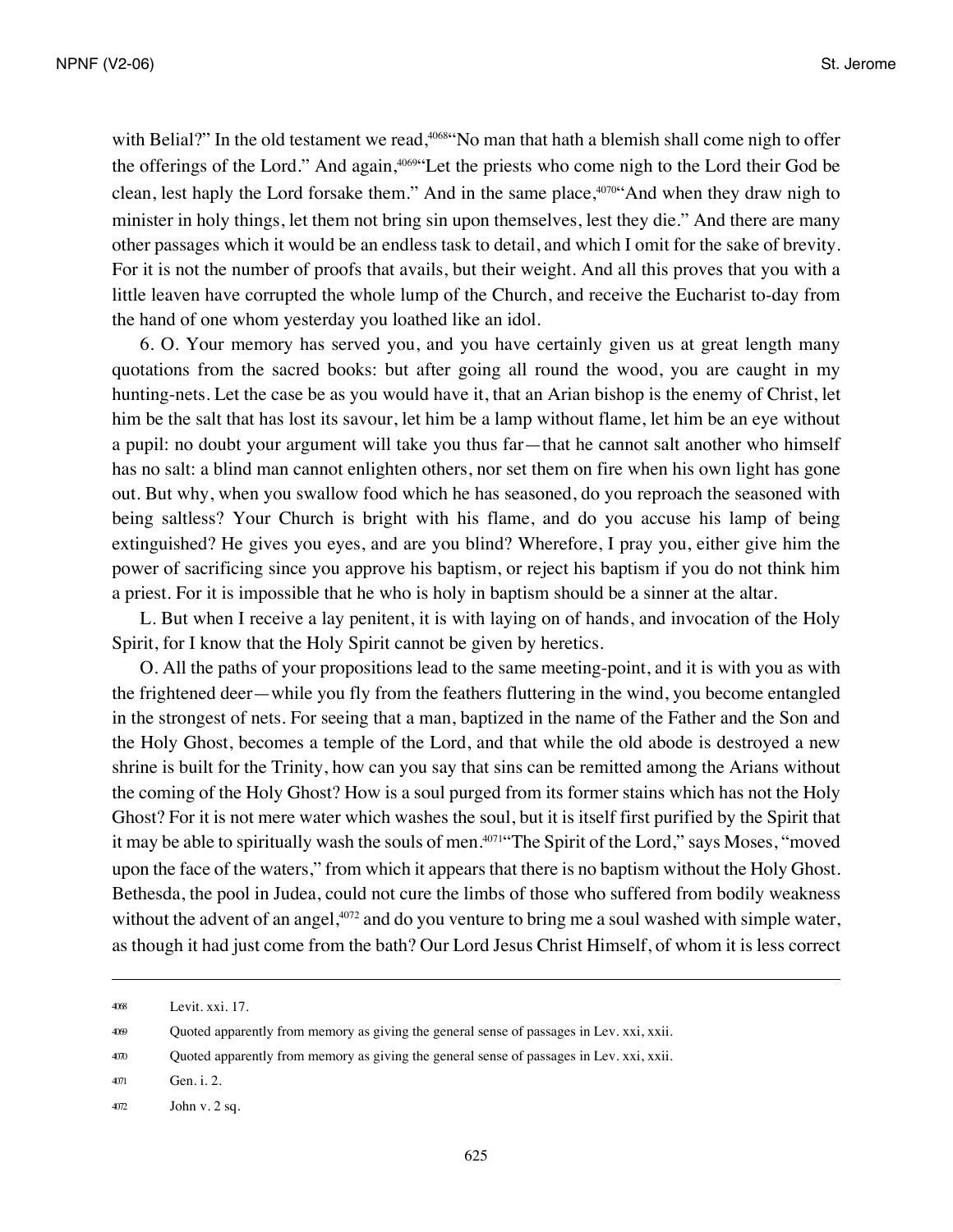with Belial?" In the old testament we read,[4068]"No man that hath a blemish shall come nigh to offer the offerings of the Lord." And again,[4069]"Let the priests who come nigh to the Lord their God be clean, lest haply the Lord forsake them." And in the same place,[4070]"And when they draw nigh to minister in holy things, let them not bring sin upon themselves, lest they die." And there are many other passages which it would be an endless task to detail, and which I omit for the sake of brevity. For it is not the number of proofs that avails, but their weight. And all this proves that you with a little leaven have corrupted the whole lump of the Church, and receive the Eucharist to-day from the hand of one whom yesterday you loathed like an idol.

6. O. Your memory has served you, and you have certainly given us at great length many quotations from the sacred books: but after going all round the wood, you are caught in my hunting-nets. Let the case be as you would have it, that an Arian bishop is the enemy of Christ, let him be the salt that has lost its savour, let him be a lamp without flame, let him be an eye without a pupil: no doubt your argument will take you thus far—that he cannot salt another who himself has no salt: a blind man cannot enlighten others, nor set them on fire when his own light has gone out. But why, when you swallow food which he has seasoned, do you reproach the seasoned with being saltless? Your Church is bright with his flame, and do you accuse his lamp of being extinguished? He gives you eyes, and are you blind? Wherefore, I pray you, either give him the power of sacrificing since you approve his baptism, or reject his baptism if you do not think him a priest. For it is impossible that he who is holy in baptism should be a sinner at the altar.

L. But when I receive a lay penitent, it is with laying on of hands, and invocation of the Holy Spirit, for I know that the Holy Spirit cannot be given by heretics.

O. All the paths of your propositions lead to the same meeting-point, and it is with you as with the frightened deer—while you fly from the feathers fluttering in the wind, you become entangled in the strongest of nets. For seeing that a man, baptized in the name of the Father and the Son and the Holy Ghost, becomes a temple of the Lord, and that while the old abode is destroyed a new shrine is built for the Trinity, how can you say that sins can be remitted among the Arians without the coming of the Holy Ghost? How is a soul purged from its former stains which has not the Holy Ghost? For it is not mere water which washes the soul, but it is itself first purified by the Spirit that it may be able to spiritually wash the souls of men.[4071]"The Spirit of the Lord," says Moses, "moved upon the face of the waters," from which it appears that there is no baptism without the Holy Ghost. Bethesda, the pool in Judea, could not cure the limbs of those who suffered from bodily weakness without the advent of an angel,[4072] and do you venture to bring me a soul washed with simple water, as though it had just come from the bath? Our Lord Jesus Christ Himself, of whom it is less correct

---

4068 Levit. xxi. 17.

4069 Quoted apparently from memory as giving the general sense of passages in Lev. xxi, xxii.

4070 Quoted apparently from memory as giving the general sense of passages in Lev. xxi, xxii.

4071 Gen. i. 2.

4072 John v. 2 sq.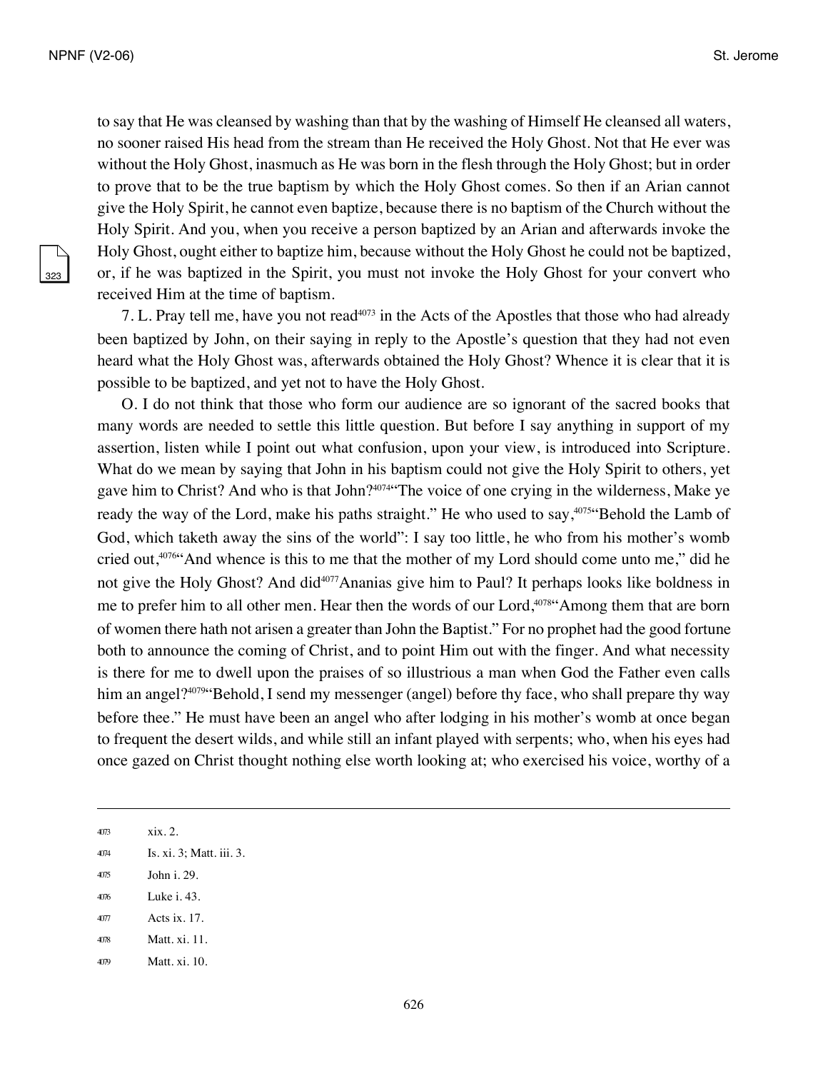to say that He was cleansed by washing than that by the washing of Himself He cleansed all waters, no sooner raised His head from the stream than He received the Holy Ghost. Not that He ever was without the Holy Ghost, inasmuch as He was born in the flesh through the Holy Ghost; but in order to prove that to be the true baptism by which the Holy Ghost comes. So then if an Arian cannot give the Holy Spirit, he cannot even baptize, because there is no baptism of the Church without the Holy Spirit. And you, when you receive a person baptized by an Arian and afterwards invoke the Holy Ghost, ought either to baptize him, because without the Holy Ghost he could not be baptized, or, if he was baptized in the Spirit, you must not invoke the Holy Ghost for your convert who received Him at the time of baptism.

7. L. Pray tell me, have you not read[4073] in the Acts of the Apostles that those who had already been baptized by John, on their saying in reply to the Apostle's question that they had not even heard what the Holy Ghost was, afterwards obtained the Holy Ghost? Whence it is clear that it is possible to be baptized, and yet not to have the Holy Ghost.

O. I do not think that those who form our audience are so ignorant of the sacred books that many words are needed to settle this little question. But before I say anything in support of my assertion, listen while I point out what confusion, upon your view, is introduced into Scripture. What do we mean by saying that John in his baptism could not give the Holy Spirit to others, yet gave him to Christ? And who is that John?[4074]"The voice of one crying in the wilderness, Make ye ready the way of the Lord, make his paths straight." He who used to say,[4075]"Behold the Lamb of God, which taketh away the sins of the world": I say too little, he who from his mother's womb cried out,[4076]"And whence is this to me that the mother of my Lord should come unto me," did he not give the Holy Ghost? And did[4077]Ananias give him to Paul? It perhaps looks like boldness in me to prefer him to all other men. Hear then the words of our Lord,[4078]"Among them that are born of women there hath not arisen a greater than John the Baptist." For no prophet had the good fortune both to announce the coming of Christ, and to point Him out with the finger. And what necessity is there for me to dwell upon the praises of so illustrious a man when God the Father even calls him an angel?[4079]"Behold, I send my messenger (angel) before thy face, who shall prepare thy way before thee." He must have been an angel who after lodging in his mother's womb at once began to frequent the desert wilds, and while still an infant played with serpents; who, when his eyes had once gazed on Christ thought nothing else worth looking at; who exercised his voice, worthy of a

---

4073 xix. 2.

4074 Is. xi. 3; Matt. iii. 3.

4075 John i. 29.

4076 Luke i. 43.

4077 Acts ix. 17.

4078 Matt. xi. 11.

4079 Matt. xi. 10.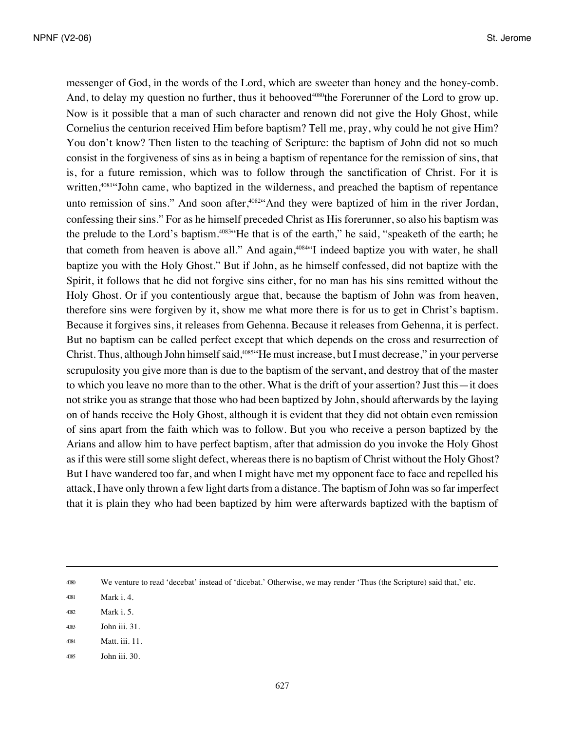messenger of God, in the words of the Lord, which are sweeter than honey and the honey-comb. And, to delay my question no further, thus it behooved[4080] the Forerunner of the Lord to grow up. Now is it possible that a man of such character and renown did not give the Holy Ghost, while Cornelius the centurion received Him before baptism? Tell me, pray, why could he not give Him? You don't know? Then listen to the teaching of Scripture: the baptism of John did not so much consist in the forgiveness of sins as in being a baptism of repentance for the remission of sins, that is, for a future remission, which was to follow through the sanctification of Christ. For it is written,[4081] "John came, who baptized in the wilderness, and preached the baptism of repentance unto remission of sins." And soon after,[4082] "And they were baptized of him in the river Jordan, confessing their sins." For as he himself preceded Christ as His forerunner, so also his baptism was the prelude to the Lord's baptism.[4083] "He that is of the earth," he said, "speaketh of the earth; he that cometh from heaven is above all." And again,[4084] "I indeed baptize you with water, he shall baptize you with the Holy Ghost." But if John, as he himself confessed, did not baptize with the Spirit, it follows that he did not forgive sins either, for no man has his sins remitted without the Holy Ghost. Or if you contentiously argue that, because the baptism of John was from heaven, therefore sins were forgiven by it, show me what more there is for us to get in Christ's baptism. Because it forgives sins, it releases from Gehenna. Because it releases from Gehenna, it is perfect. But no baptism can be called perfect except that which depends on the cross and resurrection of Christ. Thus, although John himself said,[4085] "He must increase, but I must decrease," in your perverse scrupulosity you give more than is due to the baptism of the servant, and destroy that of the master to which you leave no more than to the other. What is the drift of your assertion? Just this—it does not strike you as strange that those who had been baptized by John, should afterwards by the laying on of hands receive the Holy Ghost, although it is evident that they did not obtain even remission of sins apart from the faith which was to follow. But you who receive a person baptized by the Arians and allow him to have perfect baptism, after that admission do you invoke the Holy Ghost as if this were still some slight defect, whereas there is no baptism of Christ without the Holy Ghost? But I have wandered too far, and when I might have met my opponent face to face and repelled his attack, I have only thrown a few light darts from a distance. The baptism of John was so far imperfect that it is plain they who had been baptized by him were afterwards baptized with the baptism of

---

[4080] We venture to read 'decebat' instead of 'dicebat.' Otherwise, we may render 'Thus (the Scripture) said that,' etc.

[4081] Mark i. 4.

[4082] Mark i. 5.

[4083] John iii. 31.

[4084] Matt. iii. 11.

[4085] John iii. 30.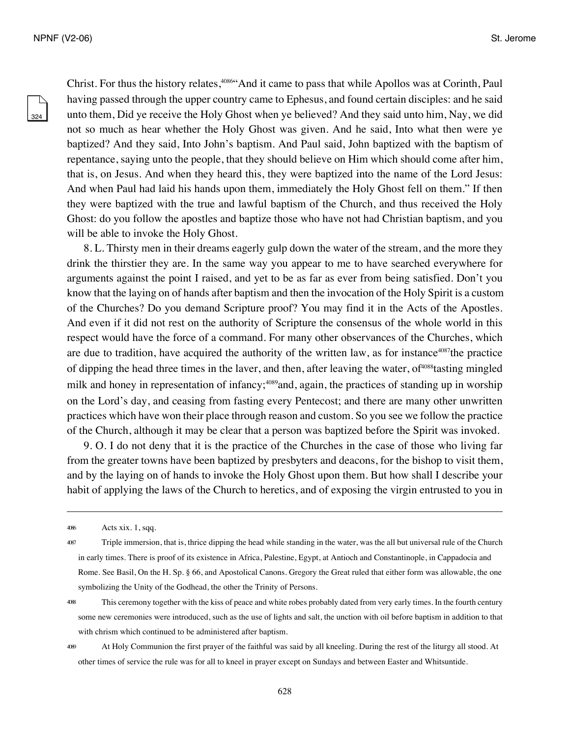Christ. For thus the history relates,[4086]"And it came to pass that while Apollos was at Corinth, Paul having passed through the upper country came to Ephesus, and found certain disciples: and he said unto them, Did ye receive the Holy Ghost when ye believed? And they said unto him, Nay, we did not so much as hear whether the Holy Ghost was given. And he said, Into what then were ye baptized? And they said, Into John's baptism. And Paul said, John baptized with the baptism of repentance, saying unto the people, that they should believe on Him which should come after him, that is, on Jesus. And when they heard this, they were baptized into the name of the Lord Jesus: And when Paul had laid his hands upon them, immediately the Holy Ghost fell on them." If then they were baptized with the true and lawful baptism of the Church, and thus received the Holy Ghost: do you follow the apostles and baptize those who have not had Christian baptism, and you will be able to invoke the Holy Ghost.

8. L. Thirsty men in their dreams eagerly gulp down the water of the stream, and the more they drink the thirstier they are. In the same way you appear to me to have searched everywhere for arguments against the point I raised, and yet to be as far as ever from being satisfied. Don't you know that the laying on of hands after baptism and then the invocation of the Holy Spirit is a custom of the Churches? Do you demand Scripture proof? You may find it in the Acts of the Apostles. And even if it did not rest on the authority of Scripture the consensus of the whole world in this respect would have the force of a command. For many other observances of the Churches, which are due to tradition, have acquired the authority of the written law, as for instance[4087]the practice of dipping the head three times in the laver, and then, after leaving the water, of[4088]tasting mingled milk and honey in representation of infancy;[4089]and, again, the practices of standing up in worship on the Lord's day, and ceasing from fasting every Pentecost; and there are many other unwritten practices which have won their place through reason and custom. So you see we follow the practice of the Church, although it may be clear that a person was baptized before the Spirit was invoked.

9. O. I do not deny that it is the practice of the Churches in the case of those who living far from the greater towns have been baptized by presbyters and deacons, for the bishop to visit them, and by the laying on of hands to invoke the Holy Ghost upon them. But how shall I describe your habit of applying the laws of the Church to heretics, and of exposing the virgin entrusted to you in

---

4086 Acts xix. 1, sqq.

4087 Triple immersion, that is, thrice dipping the head while standing in the water, was the all but universal rule of the Church in early times. There is proof of its existence in Africa, Palestine, Egypt, at Antioch and Constantinople, in Cappadocia and Rome. See Basil, On the H. Sp. § 66, and Apostolical Canons. Gregory the Great ruled that either form was allowable, the one symbolizing the Unity of the Godhead, the other the Trinity of Persons.

4088 This ceremony together with the kiss of peace and white robes probably dated from very early times. In the fourth century some new ceremonies were introduced, such as the use of lights and salt, the unction with oil before baptism in addition to that with chrism which continued to be administered after baptism.

4089 At Holy Communion the first prayer of the faithful was said by all kneeling. During the rest of the liturgy all stood. At other times of service the rule was for all to kneel in prayer except on Sundays and between Easter and Whitsuntide.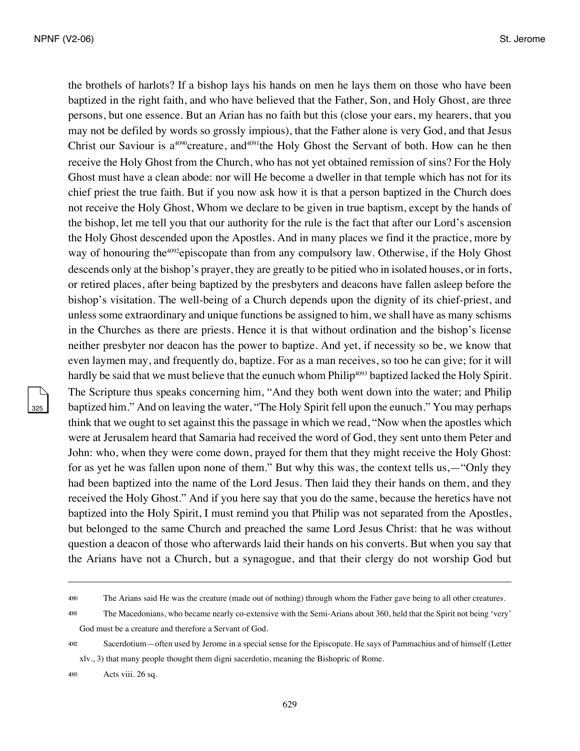the brothels of harlots? If a bishop lays his hands on men he lays them on those who have been baptized in the right faith, and who have believed that the Father, Son, and Holy Ghost, are three persons, but one essence. But an Arian has no faith but this (close your ears, my hearers, that you may not be defiled by words so grossly impious), that the Father alone is very God, and that Jesus Christ our Saviour is a[4090] creature, and[4091] the Holy Ghost the Servant of both. How can he then receive the Holy Ghost from the Church, who has not yet obtained remission of sins? For the Holy Ghost must have a clean abode: nor will He become a dweller in that temple which has not for its chief priest the true faith. But if you now ask how it is that a person baptized in the Church does not receive the Holy Ghost, Whom we declare to be given in true baptism, except by the hands of the bishop, let me tell you that our authority for the rule is the fact that after our Lord's ascension the Holy Ghost descended upon the Apostles. And in many places we find it the practice, more by way of honouring the[4092] episcopate than from any compulsory law. Otherwise, if the Holy Ghost descends only at the bishop's prayer, they are greatly to be pitied who in isolated houses, or in forts, or retired places, after being baptized by the presbyters and deacons have fallen asleep before the bishop's visitation. The well-being of a Church depends upon the dignity of its chief-priest, and unless some extraordinary and unique functions be assigned to him, we shall have as many schisms in the Churches as there are priests. Hence it is that without ordination and the bishop's license neither presbyter nor deacon has the power to baptize. And yet, if necessity so be, we know that even laymen may, and frequently do, baptize. For as a man receives, so too he can give; for it will hardly be said that we must believe that the eunuch whom Philip[4093] baptized lacked the Holy Spirit. The Scripture thus speaks concerning him, "And they both went down into the water; and Philip baptized him." And on leaving the water, "The Holy Spirit fell upon the eunuch." You may perhaps think that we ought to set against this the passage in which we read, "Now when the apostles which were at Jerusalem heard that Samaria had received the word of God, they sent unto them Peter and John: who, when they were come down, prayed for them that they might receive the Holy Ghost: for as yet he was fallen upon none of them." But why this was, the context tells us,—"Only they had been baptized into the name of the Lord Jesus. Then laid they their hands on them, and they received the Holy Ghost." And if you here say that you do the same, because the heretics have not baptized into the Holy Spirit, I must remind you that Philip was not separated from the Apostles, but belonged to the same Church and preached the same Lord Jesus Christ: that he was without question a deacon of those who afterwards laid their hands on his converts. But when you say that the Arians have not a Church, but a synagogue, and that their clergy do not worship God but

---

4090 The Arians said He was the creature (made out of nothing) through whom the Father gave being to all other creatures.

4091 The Macedonians, who became nearly co-extensive with the Semi-Arians about 360, held that the Spirit not being 'very' God must be a creature and therefore a Servant of God.

4092 Sacerdotium—often used by Jerome in a special sense for the Episcopate. He says of Pammachius and of himself (Letter xlv., 3) that many people thought them digni sacerdotio, meaning the Bishopric of Rome.

4093 Acts viii. 26 sq.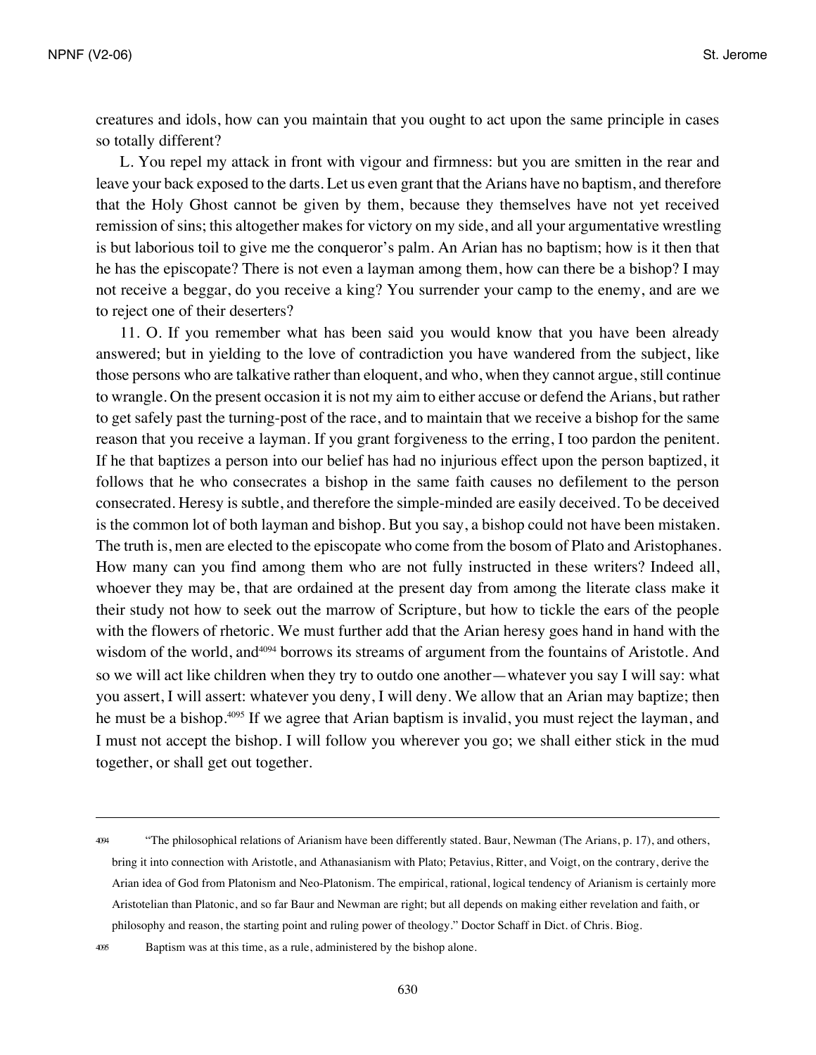creatures and idols, how can you maintain that you ought to act upon the same principle in cases so totally different?

L. You repel my attack in front with vigour and firmness: but you are smitten in the rear and leave your back exposed to the darts. Let us even grant that the Arians have no baptism, and therefore that the Holy Ghost cannot be given by them, because they themselves have not yet received remission of sins; this altogether makes for victory on my side, and all your argumentative wrestling is but laborious toil to give me the conqueror's palm. An Arian has no baptism; how is it then that he has the episcopate? There is not even a layman among them, how can there be a bishop? I may not receive a beggar, do you receive a king? You surrender your camp to the enemy, and are we to reject one of their deserters?

11. O. If you remember what has been said you would know that you have been already answered; but in yielding to the love of contradiction you have wandered from the subject, like those persons who are talkative rather than eloquent, and who, when they cannot argue, still continue to wrangle. On the present occasion it is not my aim to either accuse or defend the Arians, but rather to get safely past the turning-post of the race, and to maintain that we receive a bishop for the same reason that you receive a layman. If you grant forgiveness to the erring, I too pardon the penitent. If he that baptizes a person into our belief has had no injurious effect upon the person baptized, it follows that he who consecrates a bishop in the same faith causes no defilement to the person consecrated. Heresy is subtle, and therefore the simple-minded are easily deceived. To be deceived is the common lot of both layman and bishop. But you say, a bishop could not have been mistaken. The truth is, men are elected to the episcopate who come from the bosom of Plato and Aristophanes. How many can you find among them who are not fully instructed in these writers? Indeed all, whoever they may be, that are ordained at the present day from among the literate class make it their study not how to seek out the marrow of Scripture, but how to tickle the ears of the people with the flowers of rhetoric. We must further add that the Arian heresy goes hand in hand with the wisdom of the world, and[4094] borrows its streams of argument from the fountains of Aristotle. And so we will act like children when they try to outdo one another—whatever you say I will say: what you assert, I will assert: whatever you deny, I will deny. We allow that an Arian may baptize; then he must be a bishop.[4095] If we agree that Arian baptism is invalid, you must reject the layman, and I must not accept the bishop. I will follow you wherever you go; we shall either stick in the mud together, or shall get out together.

---

4094 "The philosophical relations of Arianism have been differently stated. Baur, Newman (The Arians, p. 17), and others, bring it into connection with Aristotle, and Athanasianism with Plato; Petavius, Ritter, and Voigt, on the contrary, derive the Arian idea of God from Platonism and Neo-Platonism. The empirical, rational, logical tendency of Arianism is certainly more Aristotelian than Platonic, and so far Baur and Newman are right; but all depends on making either revelation and faith, or philosophy and reason, the starting point and ruling power of theology." Doctor Schaff in Dict. of Chris. Biog.

4095 Baptism was at this time, as a rule, administered by the bishop alone.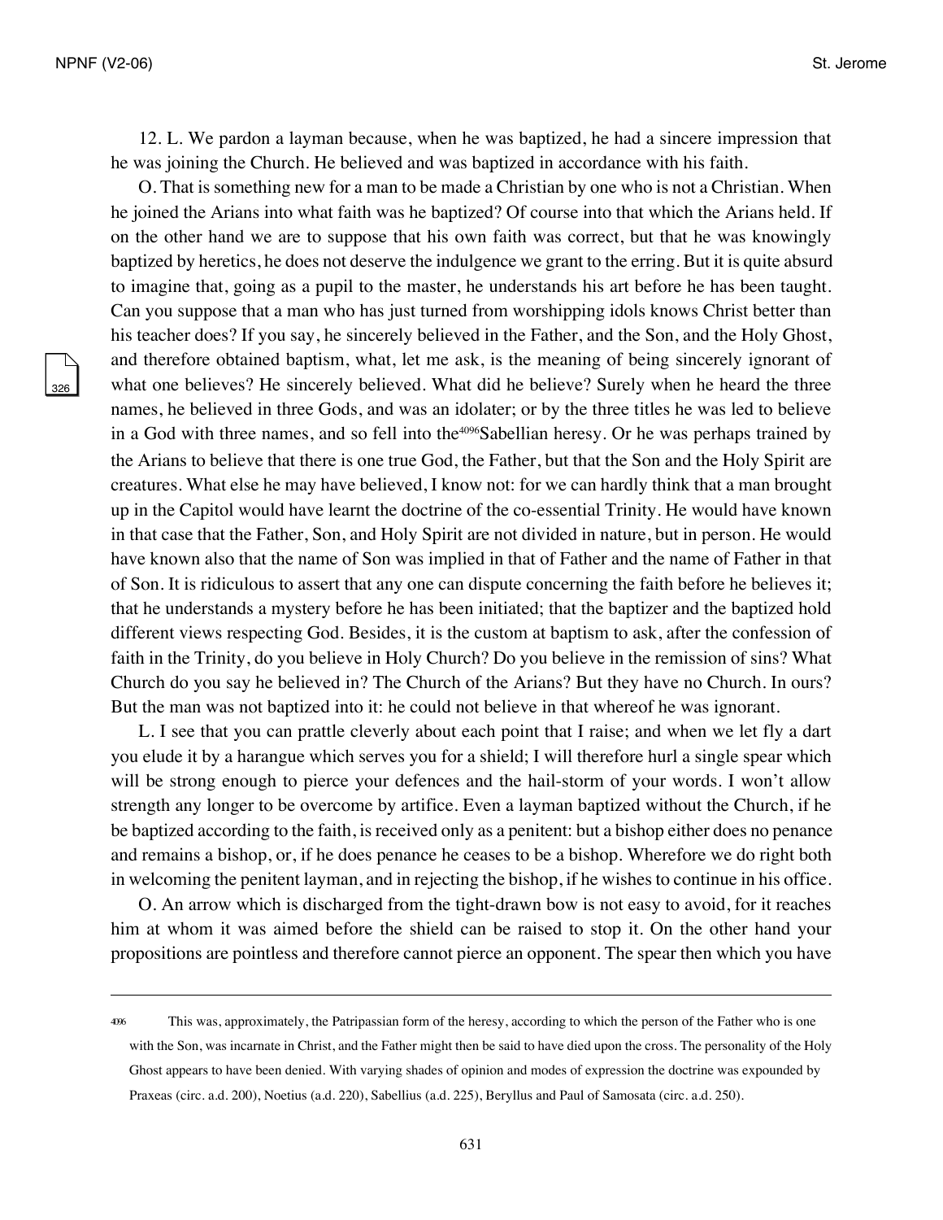12. L. We pardon a layman because, when he was baptized, he had a sincere impression that he was joining the Church. He believed and was baptized in accordance with his faith.

O. That is something new for a man to be made a Christian by one who is not a Christian. When he joined the Arians into what faith was he baptized? Of course into that which the Arians held. If on the other hand we are to suppose that his own faith was correct, but that he was knowingly baptized by heretics, he does not deserve the indulgence we grant to the erring. But it is quite absurd to imagine that, going as a pupil to the master, he understands his art before he has been taught. Can you suppose that a man who has just turned from worshipping idols knows Christ better than his teacher does? If you say, he sincerely believed in the Father, and the Son, and the Holy Ghost, and therefore obtained baptism, what, let me ask, is the meaning of being sincerely ignorant of what one believes? He sincerely believed. What did he believe? Surely when he heard the three names, he believed in three Gods, and was an idolater; or by the three titles he was led to believe in a God with three names, and so fell into the[4096] Sabellian heresy. Or he was perhaps trained by the Arians to believe that there is one true God, the Father, but that the Son and the Holy Spirit are creatures. What else he may have believed, I know not: for we can hardly think that a man brought up in the Capitol would have learnt the doctrine of the co-essential Trinity. He would have known in that case that the Father, Son, and Holy Spirit are not divided in nature, but in person. He would have known also that the name of Son was implied in that of Father and the name of Father in that of Son. It is ridiculous to assert that any one can dispute concerning the faith before he believes it; that he understands a mystery before he has been initiated; that the baptizer and the baptized hold different views respecting God. Besides, it is the custom at baptism to ask, after the confession of faith in the Trinity, do you believe in Holy Church? Do you believe in the remission of sins? What Church do you say he believed in? The Church of the Arians? But they have no Church. In ours? But the man was not baptized into it: he could not believe in that whereof he was ignorant.

L. I see that you can prattle cleverly about each point that I raise; and when we let fly a dart you elude it by a harangue which serves you for a shield; I will therefore hurl a single spear which will be strong enough to pierce your defences and the hail-storm of your words. I won't allow strength any longer to be overcome by artifice. Even a layman baptized without the Church, if he be baptized according to the faith, is received only as a penitent: but a bishop either does no penance and remains a bishop, or, if he does penance he ceases to be a bishop. Wherefore we do right both in welcoming the penitent layman, and in rejecting the bishop, if he wishes to continue in his office.

O. An arrow which is discharged from the tight-drawn bow is not easy to avoid, for it reaches him at whom it was aimed before the shield can be raised to stop it. On the other hand your propositions are pointless and therefore cannot pierce an opponent. The spear then which you have

---

[4096] This was, approximately, the Patripassian form of the heresy, according to which the person of the Father who is one with the Son, was incarnate in Christ, and the Father might then be said to have died upon the cross. The personality of the Holy Ghost appears to have been denied. With varying shades of opinion and modes of expression the doctrine was expounded by Praxeas (circ. a.d. 200), Noetius (a.d. 220), Sabellius (a.d. 225), Beryllus and Paul of Samosata (circ. a.d. 250).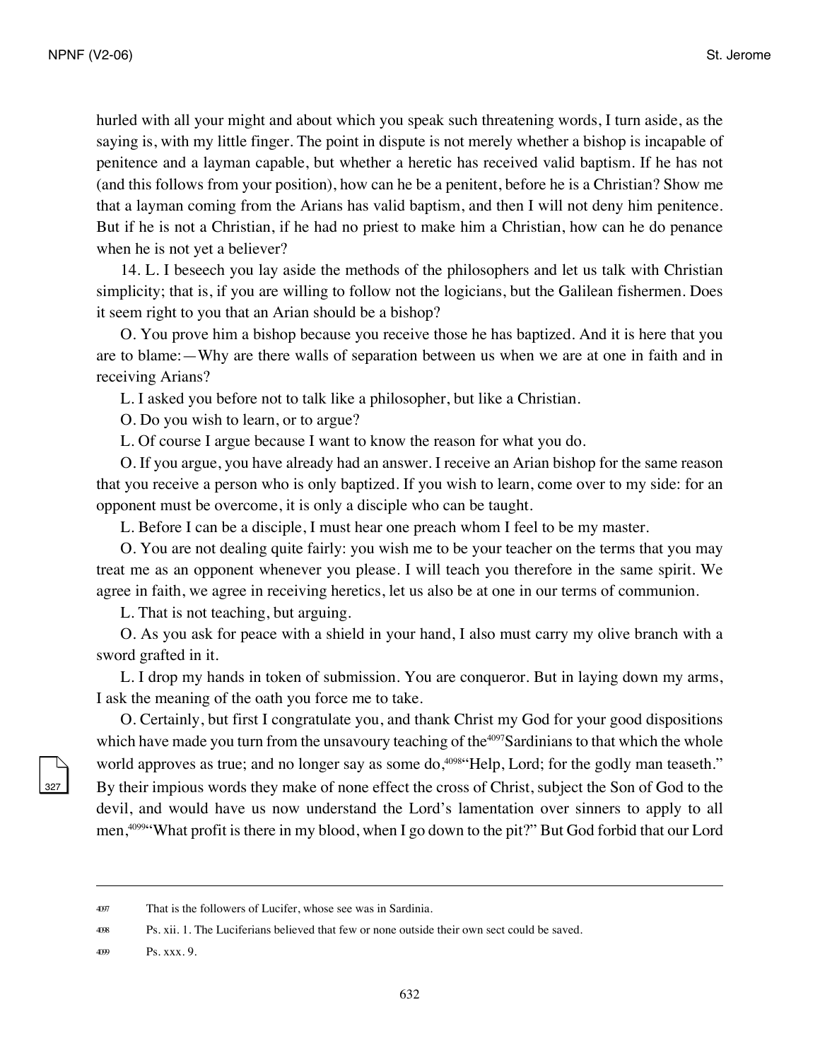hurled with all your might and about which you speak such threatening words, I turn aside, as the saying is, with my little finger. The point in dispute is not merely whether a bishop is incapable of penitence and a layman capable, but whether a heretic has received valid baptism. If he has not (and this follows from your position), how can he be a penitent, before he is a Christian? Show me that a layman coming from the Arians has valid baptism, and then I will not deny him penitence. But if he is not a Christian, if he had no priest to make him a Christian, how can he do penance when he is not yet a believer?

14. L. I beseech you lay aside the methods of the philosophers and let us talk with Christian simplicity; that is, if you are willing to follow not the logicians, but the Galilean fishermen. Does it seem right to you that an Arian should be a bishop?

O. You prove him a bishop because you receive those he has baptized. And it is here that you are to blame:—Why are there walls of separation between us when we are at one in faith and in receiving Arians?

L. I asked you before not to talk like a philosopher, but like a Christian.

O. Do you wish to learn, or to argue?

L. Of course I argue because I want to know the reason for what you do.

O. If you argue, you have already had an answer. I receive an Arian bishop for the same reason that you receive a person who is only baptized. If you wish to learn, come over to my side: for an opponent must be overcome, it is only a disciple who can be taught.

L. Before I can be a disciple, I must hear one preach whom I feel to be my master.

O. You are not dealing quite fairly: you wish me to be your teacher on the terms that you may treat me as an opponent whenever you please. I will teach you therefore in the same spirit. We agree in faith, we agree in receiving heretics, let us also be at one in our terms of communion.

L. That is not teaching, but arguing.

O. As you ask for peace with a shield in your hand, I also must carry my olive branch with a sword grafted in it.

L. I drop my hands in token of submission. You are conqueror. But in laying down my arms, I ask the meaning of the oath you force me to take.

O. Certainly, but first I congratulate you, and thank Christ my God for your good dispositions which have made you turn from the unsavoury teaching of the[4097] Sardinians to that which the whole world approves as true; and no longer say as some do,[4098] "Help, Lord; for the godly man teaseth." By their impious words they make of none effect the cross of Christ, subject the Son of God to the devil, and would have us now understand the Lord's lamentation over sinners to apply to all men,[4099] "What profit is there in my blood, when I go down to the pit?" But God forbid that our Lord

---

[4097] That is the followers of Lucifer, whose see was in Sardinia.

[4098] Ps. xii. 1. The Luciferians believed that few or none outside their own sect could be saved.

[4099] Ps. xxx. 9.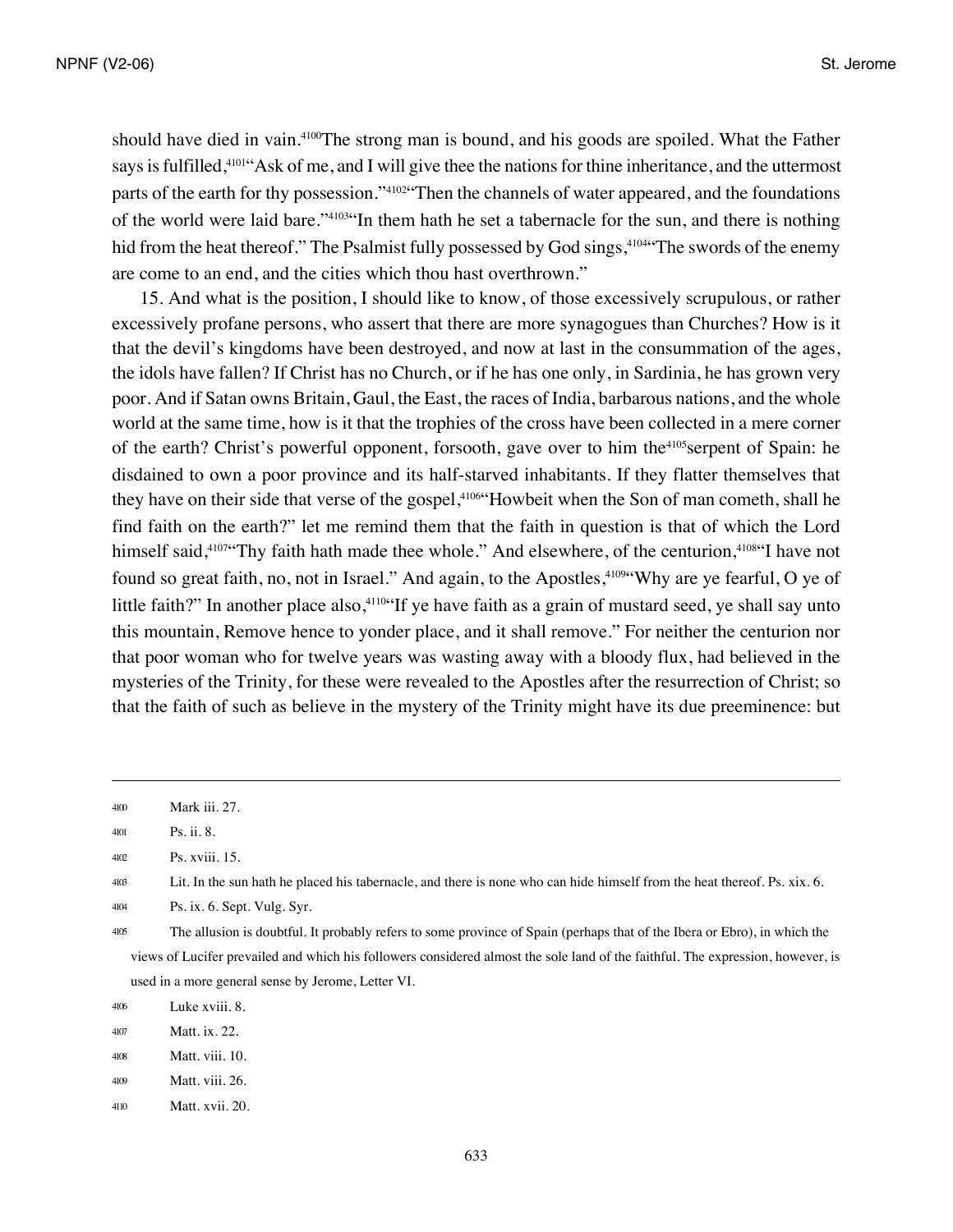should have died in vain.[4100]The strong man is bound, and his goods are spoiled. What the Father says is fulfilled,[4101]"Ask of me, and I will give thee the nations for thine inheritance, and the uttermost parts of the earth for thy possession."[4102]"Then the channels of water appeared, and the foundations of the world were laid bare."[4103]"In them hath he set a tabernacle for the sun, and there is nothing hid from the heat thereof." The Psalmist fully possessed by God sings,[4104]"The swords of the enemy are come to an end, and the cities which thou hast overthrown."

15. And what is the position, I should like to know, of those excessively scrupulous, or rather excessively profane persons, who assert that there are more synagogues than Churches? How is it that the devil's kingdoms have been destroyed, and now at last in the consummation of the ages, the idols have fallen? If Christ has no Church, or if he has one only, in Sardinia, he has grown very poor. And if Satan owns Britain, Gaul, the East, the races of India, barbarous nations, and the whole world at the same time, how is it that the trophies of the cross have been collected in a mere corner of the earth? Christ's powerful opponent, forsooth, gave over to him the[4105]serpent of Spain: he disdained to own a poor province and its half-starved inhabitants. If they flatter themselves that they have on their side that verse of the gospel,[4106]"Howbeit when the Son of man cometh, shall he find faith on the earth?" let me remind them that the faith in question is that of which the Lord himself said,[4107]"Thy faith hath made thee whole." And elsewhere, of the centurion,[4108]"I have not found so great faith, no, not in Israel." And again, to the Apostles,[4109]"Why are ye fearful, O ye of little faith?" In another place also,[4110]"If ye have faith as a grain of mustard seed, ye shall say unto this mountain, Remove hence to yonder place, and it shall remove." For neither the centurion nor that poor woman who for twelve years was wasting away with a bloody flux, had believed in the mysteries of the Trinity, for these were revealed to the Apostles after the resurrection of Christ; so that the faith of such as believe in the mystery of the Trinity might have its due preeminence: but

---

4100 Mark iii. 27.

4101 Ps. ii. 8.

4102 Ps. xviii. 15.

4103 Lit. In the sun hath he placed his tabernacle, and there is none who can hide himself from the heat thereof. Ps. xix. 6.

4104 Ps. ix. 6. Sept. Vulg. Syr.

4105 The allusion is doubtful. It probably refers to some province of Spain (perhaps that of the Ibera or Ebro), in which the views of Lucifer prevailed and which his followers considered almost the sole land of the faithful. The expression, however, is used in a more general sense by Jerome, Letter VI.

4106 Luke xviii. 8.

4107 Matt. ix. 22.

4108 Matt. viii. 10.

4109 Matt. viii. 26.

4110 Matt. xvii. 20.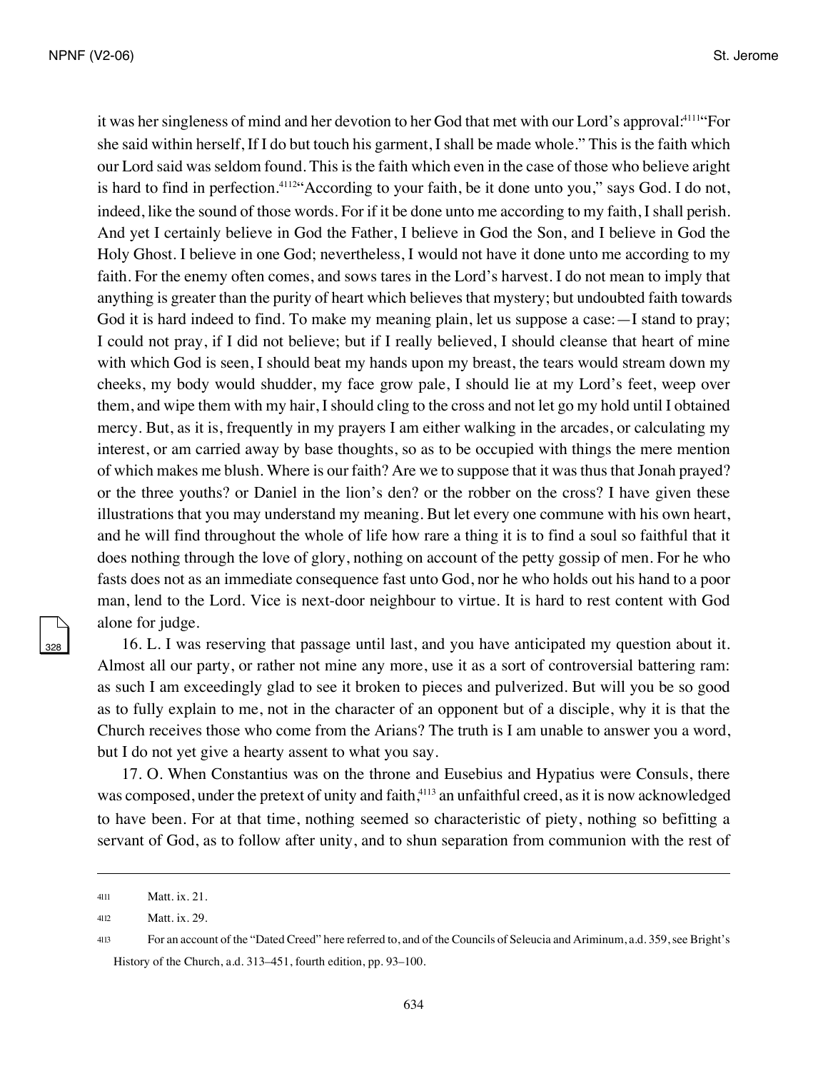it was her singleness of mind and her devotion to her God that met with our Lord's approval:[4111]"For she said within herself, If I do but touch his garment, I shall be made whole." This is the faith which our Lord said was seldom found. This is the faith which even in the case of those who believe aright is hard to find in perfection.[4112]"According to your faith, be it done unto you," says God. I do not, indeed, like the sound of those words. For if it be done unto me according to my faith, I shall perish. And yet I certainly believe in God the Father, I believe in God the Son, and I believe in God the Holy Ghost. I believe in one God; nevertheless, I would not have it done unto me according to my faith. For the enemy often comes, and sows tares in the Lord's harvest. I do not mean to imply that anything is greater than the purity of heart which believes that mystery; but undoubted faith towards God it is hard indeed to find. To make my meaning plain, let us suppose a case:—I stand to pray; I could not pray, if I did not believe; but if I really believed, I should cleanse that heart of mine with which God is seen, I should beat my hands upon my breast, the tears would stream down my cheeks, my body would shudder, my face grow pale, I should lie at my Lord's feet, weep over them, and wipe them with my hair, I should cling to the cross and not let go my hold until I obtained mercy. But, as it is, frequently in my prayers I am either walking in the arcades, or calculating my interest, or am carried away by base thoughts, so as to be occupied with things the mere mention of which makes me blush. Where is our faith? Are we to suppose that it was thus that Jonah prayed? or the three youths? or Daniel in the lion's den? or the robber on the cross? I have given these illustrations that you may understand my meaning. But let every one commune with his own heart, and he will find throughout the whole of life how rare a thing it is to find a soul so faithful that it does nothing through the love of glory, nothing on account of the petty gossip of men. For he who fasts does not as an immediate consequence fast unto God, nor he who holds out his hand to a poor man, lend to the Lord. Vice is next-door neighbour to virtue. It is hard to rest content with God alone for judge.

16. L. I was reserving that passage until last, and you have anticipated my question about it. Almost all our party, or rather not mine any more, use it as a sort of controversial battering ram: as such I am exceedingly glad to see it broken to pieces and pulverized. But will you be so good as to fully explain to me, not in the character of an opponent but of a disciple, why it is that the Church receives those who come from the Arians? The truth is I am unable to answer you a word, but I do not yet give a hearty assent to what you say.

17. O. When Constantius was on the throne and Eusebius and Hypatius were Consuls, there was composed, under the pretext of unity and faith,[4113] an unfaithful creed, as it is now acknowledged to have been. For at that time, nothing seemed so characteristic of piety, nothing so befitting a servant of God, as to follow after unity, and to shun separation from communion with the rest of

---

4111 Matt. ix. 21.

4112 Matt. ix. 29.

4113 For an account of the "Dated Creed" here referred to, and of the Councils of Seleucia and Ariminum, a.d. 359, see Bright's History of the Church, a.d. 313–451, fourth edition, pp. 93–100.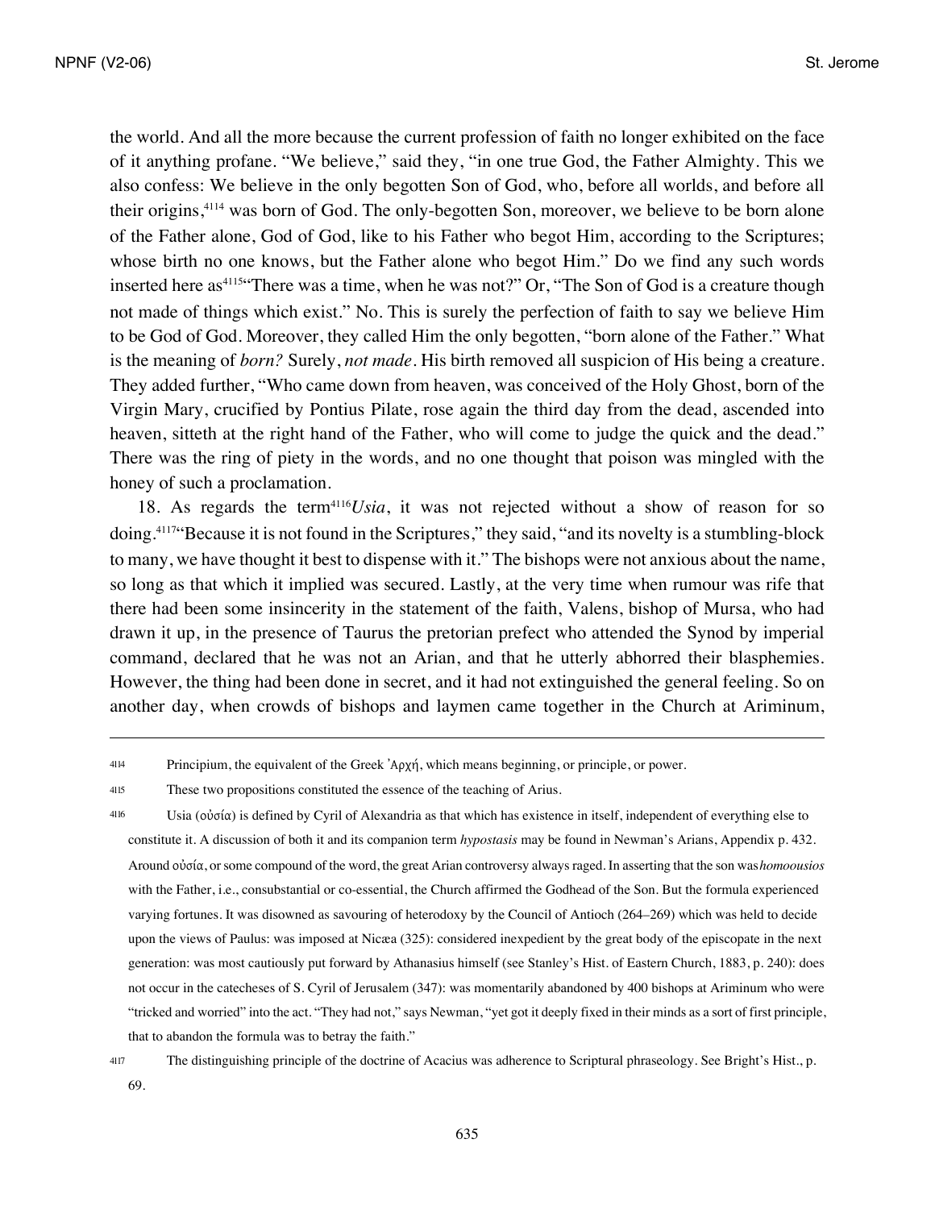the world. And all the more because the current profession of faith no longer exhibited on the face of it anything profane. "We believe," said they, "in one true God, the Father Almighty. This we also confess: We believe in the only begotten Son of God, who, before all worlds, and before all their origins,[4114] was born of God. The only-begotten Son, moreover, we believe to be born alone of the Father alone, God of God, like to his Father who begot Him, according to the Scriptures; whose birth no one knows, but the Father alone who begot Him." Do we find any such words inserted here as[4115] "There was a time, when he was not?" Or, "The Son of God is a creature though not made of things which exist." No. This is surely the perfection of faith to say we believe Him to be God of God. Moreover, they called Him the only begotten, "born alone of the Father." What is the meaning of *born?* Surely, *not made*. His birth removed all suspicion of His being a creature. They added further, "Who came down from heaven, was conceived of the Holy Ghost, born of the Virgin Mary, crucified by Pontius Pilate, rose again the third day from the dead, ascended into heaven, sitteth at the right hand of the Father, who will come to judge the quick and the dead." There was the ring of piety in the words, and no one thought that poison was mingled with the honey of such a proclamation.

18. As regards the term[4116] *Usia*, it was not rejected without a show of reason for so doing.[4117] "Because it is not found in the Scriptures," they said, "and its novelty is a stumbling-block to many, we have thought it best to dispense with it." The bishops were not anxious about the name, so long as that which it implied was secured. Lastly, at the very time when rumour was rife that there had been some insincerity in the statement of the faith, Valens, bishop of Mursa, who had drawn it up, in the presence of Taurus the pretorian prefect who attended the Synod by imperial command, declared that he was not an Arian, and that he utterly abhorred their blasphemies. However, the thing had been done in secret, and it had not extinguished the general feeling. So on another day, when crowds of bishops and laymen came together in the Church at Ariminum,

---

4114 Principium, the equivalent of the Greek Ἀρχή, which means beginning, or principle, or power.

4115 These two propositions constituted the essence of the teaching of Arius.

4116 Usia (οὐσία) is defined by Cyril of Alexandria as that which has existence in itself, independent of everything else to constitute it. A discussion of both it and its companion term *hypostasis* may be found in Newman's Arians, Appendix p. 432. Around οὐσία, or some compound of the word, the great Arian controversy always raged. In asserting that the son was *homoousios* with the Father, i.e., consubstantial or co-essential, the Church affirmed the Godhead of the Son. But the formula experienced varying fortunes. It was disowned as savouring of heterodoxy by the Council of Antioch (264–269) which was held to decide upon the views of Paulus: was imposed at Nicæa (325): considered inexpedient by the great body of the episcopate in the next generation: was most cautiously put forward by Athanasius himself (see Stanley's Hist. of Eastern Church, 1883, p. 240): does not occur in the catecheses of S. Cyril of Jerusalem (347): was momentarily abandoned by 400 bishops at Ariminum who were "tricked and worried" into the act. "They had not," says Newman, "yet got it deeply fixed in their minds as a sort of first principle, that to abandon the formula was to betray the faith."

4117 The distinguishing principle of the doctrine of Acacius was adherence to Scriptural phraseology. See Bright's Hist., p. 69.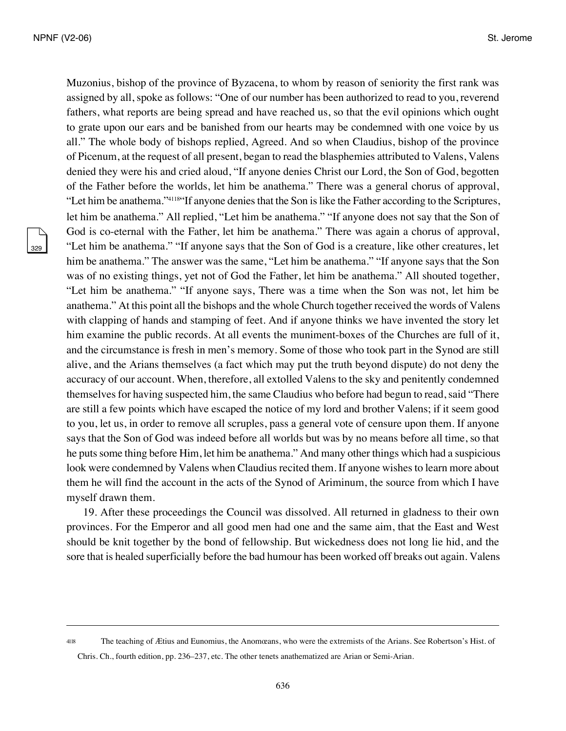Muzonius, bishop of the province of Byzacena, to whom by reason of seniority the first rank was assigned by all, spoke as follows: "One of our number has been authorized to read to you, reverend fathers, what reports are being spread and have reached us, so that the evil opinions which ought to grate upon our ears and be banished from our hearts may be condemned with one voice by us all." The whole body of bishops replied, Agreed. And so when Claudius, bishop of the province of Picenum, at the request of all present, began to read the blasphemies attributed to Valens, Valens denied they were his and cried aloud, "If anyone denies Christ our Lord, the Son of God, begotten of the Father before the worlds, let him be anathema." There was a general chorus of approval, "Let him be anathema."[4118]"If anyone denies that the Son is like the Father according to the Scriptures, let him be anathema." All replied, "Let him be anathema." "If anyone does not say that the Son of God is co-eternal with the Father, let him be anathema." There was again a chorus of approval, "Let him be anathema." "If anyone says that the Son of God is a creature, like other creatures, let him be anathema." The answer was the same, "Let him be anathema." "If anyone says that the Son was of no existing things, yet not of God the Father, let him be anathema." All shouted together, "Let him be anathema." "If anyone says, There was a time when the Son was not, let him be anathema." At this point all the bishops and the whole Church together received the words of Valens with clapping of hands and stamping of feet. And if anyone thinks we have invented the story let him examine the public records. At all events the muniment-boxes of the Churches are full of it, and the circumstance is fresh in men's memory. Some of those who took part in the Synod are still alive, and the Arians themselves (a fact which may put the truth beyond dispute) do not deny the accuracy of our account. When, therefore, all extolled Valens to the sky and penitently condemned themselves for having suspected him, the same Claudius who before had begun to read, said "There are still a few points which have escaped the notice of my lord and brother Valens; if it seem good to you, let us, in order to remove all scruples, pass a general vote of censure upon them. If anyone says that the Son of God was indeed before all worlds but was by no means before all time, so that he puts some thing before Him, let him be anathema." And many other things which had a suspicious look were condemned by Valens when Claudius recited them. If anyone wishes to learn more about them he will find the account in the acts of the Synod of Ariminum, the source from which I have myself drawn them.

19. After these proceedings the Council was dissolved. All returned in gladness to their own provinces. For the Emperor and all good men had one and the same aim, that the East and West should be knit together by the bond of fellowship. But wickedness does not long lie hid, and the sore that is healed superficially before the bad humour has been worked off breaks out again. Valens

---

[4118] The teaching of Ætius and Eunomius, the Anomœans, who were the extremists of the Arians. See Robertson's Hist. of Chris. Ch., fourth edition, pp. 236–237, etc. The other tenets anathematized are Arian or Semi-Arian.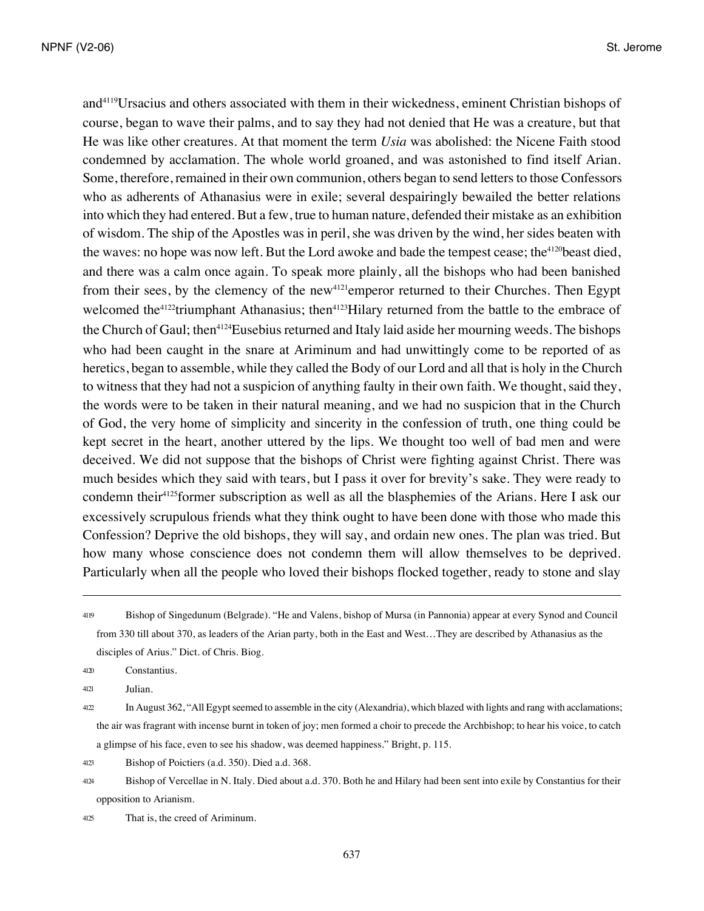and[4119]Ursacius and others associated with them in their wickedness, eminent Christian bishops of course, began to wave their palms, and to say they had not denied that He was a creature, but that He was like other creatures. At that moment the term *Usia* was abolished: the Nicene Faith stood condemned by acclamation. The whole world groaned, and was astonished to find itself Arian. Some, therefore, remained in their own communion, others began to send letters to those Confessors who as adherents of Athanasius were in exile; several despairingly bewailed the better relations into which they had entered. But a few, true to human nature, defended their mistake as an exhibition of wisdom. The ship of the Apostles was in peril, she was driven by the wind, her sides beaten with the waves: no hope was now left. But the Lord awoke and bade the tempest cease; the[4120]beast died, and there was a calm once again. To speak more plainly, all the bishops who had been banished from their sees, by the clemency of the new[4121]emperor returned to their Churches. Then Egypt welcomed the[4122]triumphant Athanasius; then[4123]Hilary returned from the battle to the embrace of the Church of Gaul; then[4124]Eusebius returned and Italy laid aside her mourning weeds. The bishops who had been caught in the snare at Ariminum and had unwittingly come to be reported of as heretics, began to assemble, while they called the Body of our Lord and all that is holy in the Church to witness that they had not a suspicion of anything faulty in their own faith. We thought, said they, the words were to be taken in their natural meaning, and we had no suspicion that in the Church of God, the very home of simplicity and sincerity in the confession of truth, one thing could be kept secret in the heart, another uttered by the lips. We thought too well of bad men and were deceived. We did not suppose that the bishops of Christ were fighting against Christ. There was much besides which they said with tears, but I pass it over for brevity's sake. They were ready to condemn their[4125]former subscription as well as all the blasphemies of the Arians. Here I ask our excessively scrupulous friends what they think ought to have been done with those who made this Confession? Deprive the old bishops, they will say, and ordain new ones. The plan was tried. But how many whose conscience does not condemn them will allow themselves to be deprived. Particularly when all the people who loved their bishops flocked together, ready to stone and slay

---

[4119] Bishop of Singedunum (Belgrade). "He and Valens, bishop of Mursa (in Pannonia) appear at every Synod and Council from 330 till about 370, as leaders of the Arian party, both in the East and West…They are described by Athanasius as the disciples of Arius." Dict. of Chris. Biog.

[4120] Constantius.

[4121] Julian.

[4122] In August 362, "All Egypt seemed to assemble in the city (Alexandria), which blazed with lights and rang with acclamations; the air was fragrant with incense burnt in token of joy; men formed a choir to precede the Archbishop; to hear his voice, to catch a glimpse of his face, even to see his shadow, was deemed happiness." Bright, p. 115.

[4123] Bishop of Poictiers (a.d. 350). Died a.d. 368.

[4124] Bishop of Vercellae in N. Italy. Died about a.d. 370. Both he and Hilary had been sent into exile by Constantius for their opposition to Arianism.

[4125] That is, the creed of Ariminum.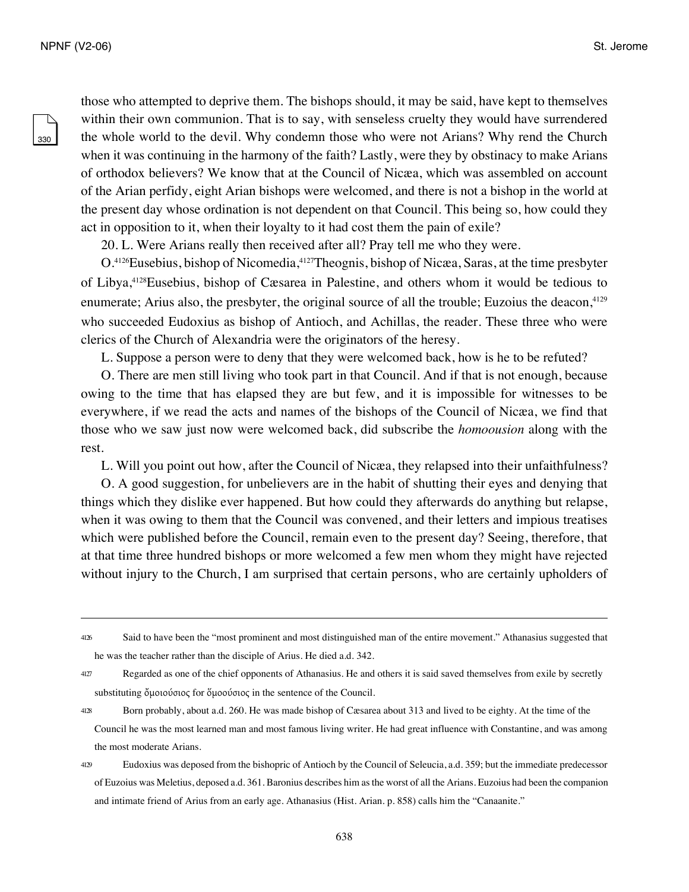those who attempted to deprive them. The bishops should, it may be said, have kept to themselves within their own communion. That is to say, with senseless cruelty they would have surrendered the whole world to the devil. Why condemn those who were not Arians? Why rend the Church when it was continuing in the harmony of the faith? Lastly, were they by obstinacy to make Arians of orthodox believers? We know that at the Council of Nicæa, which was assembled on account of the Arian perfidy, eight Arian bishops were welcomed, and there is not a bishop in the world at the present day whose ordination is not dependent on that Council. This being so, how could they act in opposition to it, when their loyalty to it had cost them the pain of exile?

20. L. Were Arians really then received after all? Pray tell me who they were.

O.[4126]Eusebius, bishop of Nicomedia,[4127]Theognis, bishop of Nicæa, Saras, at the time presbyter of Libya,[4128]Eusebius, bishop of Cæsarea in Palestine, and others whom it would be tedious to enumerate; Arius also, the presbyter, the original source of all the trouble; Euzoius the deacon,[4129] who succeeded Eudoxius as bishop of Antioch, and Achillas, the reader. These three who were clerics of the Church of Alexandria were the originators of the heresy.

L. Suppose a person were to deny that they were welcomed back, how is he to be refuted?

O. There are men still living who took part in that Council. And if that is not enough, because owing to the time that has elapsed they are but few, and it is impossible for witnesses to be everywhere, if we read the acts and names of the bishops of the Council of Nicæa, we find that those who we saw just now were welcomed back, did subscribe the *homoousion* along with the rest.

L. Will you point out how, after the Council of Nicæa, they relapsed into their unfaithfulness?

O. A good suggestion, for unbelievers are in the habit of shutting their eyes and denying that things which they dislike ever happened. But how could they afterwards do anything but relapse, when it was owing to them that the Council was convened, and their letters and impious treatises which were published before the Council, remain even to the present day? Seeing, therefore, that at that time three hundred bishops or more welcomed a few men whom they might have rejected without injury to the Church, I am surprised that certain persons, who are certainly upholders of

---

4126 Said to have been the "most prominent and most distinguished man of the entire movement." Athanasius suggested that he was the teacher rather than the disciple of Arius. He died a.d. 342.

4127 Regarded as one of the chief opponents of Athanasius. He and others it is said saved themselves from exile by secretly substituting ὁμοιούσιος for ὁμοούσιος in the sentence of the Council.

4128 Born probably, about a.d. 260. He was made bishop of Cæsarea about 313 and lived to be eighty. At the time of the Council he was the most learned man and most famous living writer. He had great influence with Constantine, and was among the most moderate Arians.

4129 Eudoxius was deposed from the bishopric of Antioch by the Council of Seleucia, a.d. 359; but the immediate predecessor of Euzoius was Meletius, deposed a.d. 361. Baronius describes him as the worst of all the Arians. Euzoius had been the companion and intimate friend of Arius from an early age. Athanasius (Hist. Arian. p. 858) calls him the "Canaanite."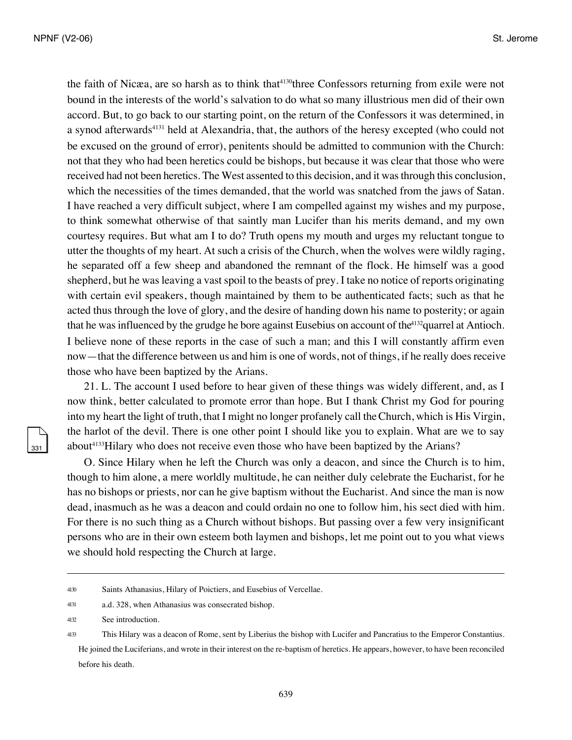the faith of Nicæa, are so harsh as to think that[4130]three Confessors returning from exile were not bound in the interests of the world's salvation to do what so many illustrious men did of their own accord. But, to go back to our starting point, on the return of the Confessors it was determined, in a synod afterwards[4131] held at Alexandria, that, the authors of the heresy excepted (who could not be excused on the ground of error), penitents should be admitted to communion with the Church: not that they who had been heretics could be bishops, but because it was clear that those who were received had not been heretics. The West assented to this decision, and it was through this conclusion, which the necessities of the times demanded, that the world was snatched from the jaws of Satan. I have reached a very difficult subject, where I am compelled against my wishes and my purpose, to think somewhat otherwise of that saintly man Lucifer than his merits demand, and my own courtesy requires. But what am I to do? Truth opens my mouth and urges my reluctant tongue to utter the thoughts of my heart. At such a crisis of the Church, when the wolves were wildly raging, he separated off a few sheep and abandoned the remnant of the flock. He himself was a good shepherd, but he was leaving a vast spoil to the beasts of prey. I take no notice of reports originating with certain evil speakers, though maintained by them to be authenticated facts; such as that he acted thus through the love of glory, and the desire of handing down his name to posterity; or again that he was influenced by the grudge he bore against Eusebius on account of the[4132]quarrel at Antioch. I believe none of these reports in the case of such a man; and this I will constantly affirm even now—that the difference between us and him is one of words, not of things, if he really does receive those who have been baptized by the Arians.

21. L. The account I used before to hear given of these things was widely different, and, as I now think, better calculated to promote error than hope. But I thank Christ my God for pouring into my heart the light of truth, that I might no longer profanely call the Church, which is His Virgin, the harlot of the devil. There is one other point I should like you to explain. What are we to say about[4133]Hilary who does not receive even those who have been baptized by the Arians?

O. Since Hilary when he left the Church was only a deacon, and since the Church is to him, though to him alone, a mere worldly multitude, he can neither duly celebrate the Eucharist, for he has no bishops or priests, nor can he give baptism without the Eucharist. And since the man is now dead, inasmuch as he was a deacon and could ordain no one to follow him, his sect died with him. For there is no such thing as a Church without bishops. But passing over a few very insignificant persons who are in their own esteem both laymen and bishops, let me point out to you what views we should hold respecting the Church at large.

---

4130 Saints Athanasius, Hilary of Poictiers, and Eusebius of Vercellae.

4131 a.d. 328, when Athanasius was consecrated bishop.

4132 See introduction.

4133 This Hilary was a deacon of Rome, sent by Liberius the bishop with Lucifer and Pancratius to the Emperor Constantius. He joined the Luciferians, and wrote in their interest on the re-baptism of heretics. He appears, however, to have been reconciled before his death.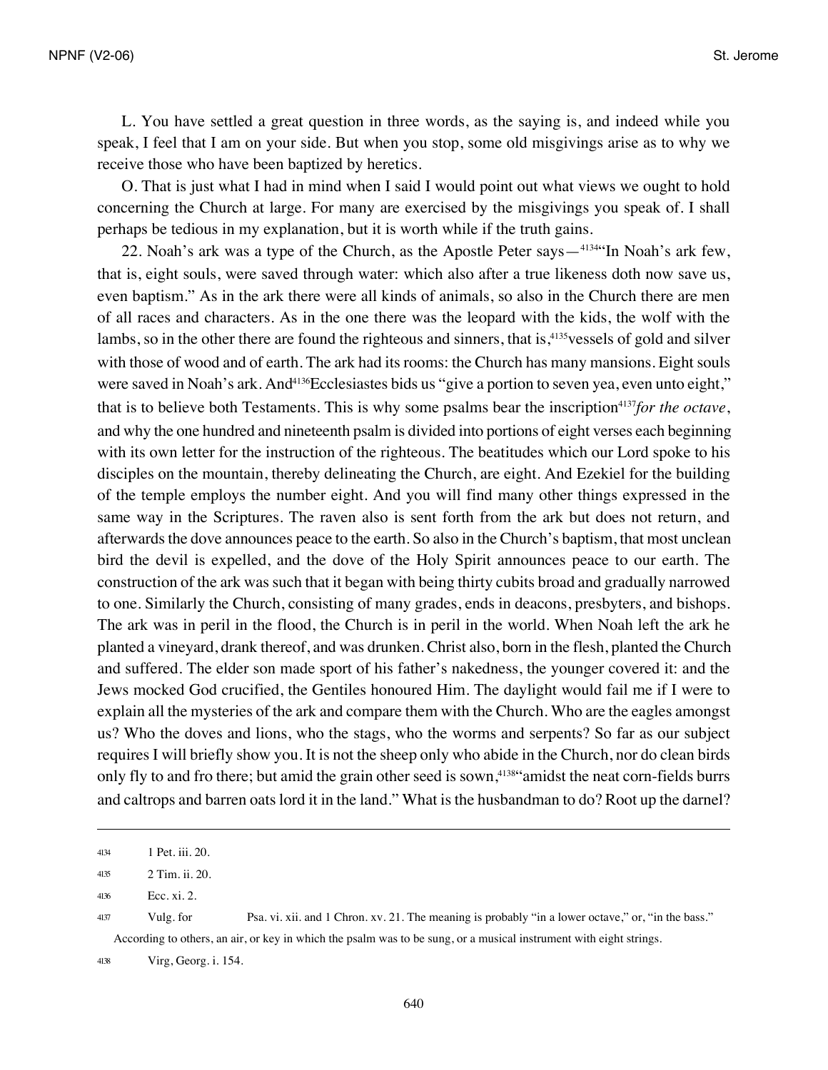L. You have settled a great question in three words, as the saying is, and indeed while you speak, I feel that I am on your side. But when you stop, some old misgivings arise as to why we receive those who have been baptized by heretics.

O. That is just what I had in mind when I said I would point out what views we ought to hold concerning the Church at large. For many are exercised by the misgivings you speak of. I shall perhaps be tedious in my explanation, but it is worth while if the truth gains.

22. Noah's ark was a type of the Church, as the Apostle Peter says—[4134]"In Noah's ark few, that is, eight souls, were saved through water: which also after a true likeness doth now save us, even baptism." As in the ark there were all kinds of animals, so also in the Church there are men of all races and characters. As in the one there was the leopard with the kids, the wolf with the lambs, so in the other there are found the righteous and sinners, that is,[4135]vessels of gold and silver with those of wood and of earth. The ark had its rooms: the Church has many mansions. Eight souls were saved in Noah's ark. And[4136]Ecclesiastes bids us "give a portion to seven yea, even unto eight," that is to believe both Testaments. This is why some psalms bear the inscription[4137]*for the octave*, and why the one hundred and nineteenth psalm is divided into portions of eight verses each beginning with its own letter for the instruction of the righteous. The beatitudes which our Lord spoke to his disciples on the mountain, thereby delineating the Church, are eight. And Ezekiel for the building of the temple employs the number eight. And you will find many other things expressed in the same way in the Scriptures. The raven also is sent forth from the ark but does not return, and afterwards the dove announces peace to the earth. So also in the Church's baptism, that most unclean bird the devil is expelled, and the dove of the Holy Spirit announces peace to our earth. The construction of the ark was such that it began with being thirty cubits broad and gradually narrowed to one. Similarly the Church, consisting of many grades, ends in deacons, presbyters, and bishops. The ark was in peril in the flood, the Church is in peril in the world. When Noah left the ark he planted a vineyard, drank thereof, and was drunken. Christ also, born in the flesh, planted the Church and suffered. The elder son made sport of his father's nakedness, the younger covered it: and the Jews mocked God crucified, the Gentiles honoured Him. The daylight would fail me if I were to explain all the mysteries of the ark and compare them with the Church. Who are the eagles amongst us? Who the doves and lions, who the stags, who the worms and serpents? So far as our subject requires I will briefly show you. It is not the sheep only who abide in the Church, nor do clean birds only fly to and fro there; but amid the grain other seed is sown,[4138]"amidst the neat corn-fields burrs and caltrops and barren oats lord it in the land." What is the husbandman to do? Root up the darnel?

---

[4134] 1 Pet. iii. 20.

[4135] 2 Tim. ii. 20.

[4136] Ecc. xi. 2.

[4137] Vulg. for Psa. vi. xii. and 1 Chron. xv. 21. The meaning is probably "in a lower octave," or, "in the bass." According to others, an air, or key in which the psalm was to be sung, or a musical instrument with eight strings.

[4138] Virg, Georg. i. 154.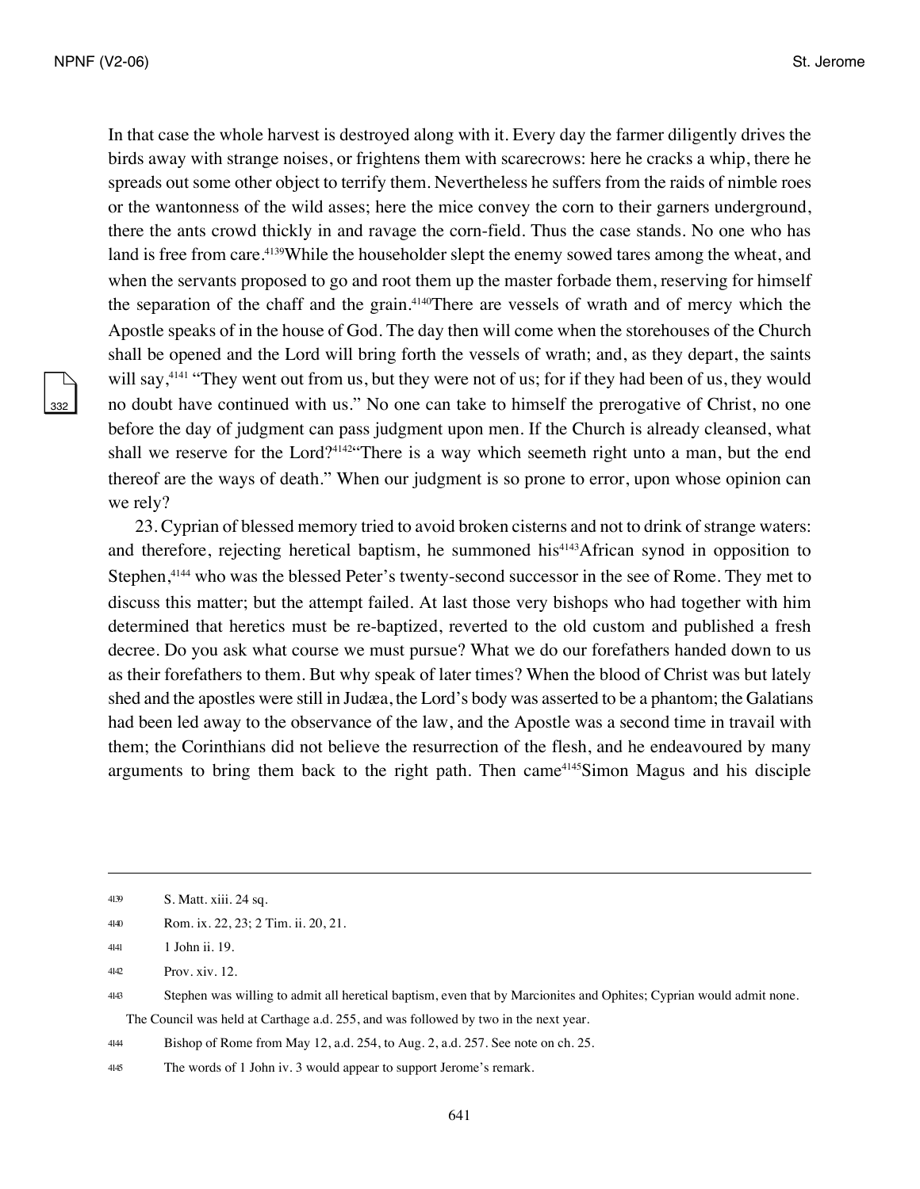In that case the whole harvest is destroyed along with it. Every day the farmer diligently drives the birds away with strange noises, or frightens them with scarecrows: here he cracks a whip, there he spreads out some other object to terrify them. Nevertheless he suffers from the raids of nimble roes or the wantonness of the wild asses; here the mice convey the corn to their garners underground, there the ants crowd thickly in and ravage the corn-field. Thus the case stands. No one who has land is free from care.[4139]While the householder slept the enemy sowed tares among the wheat, and when the servants proposed to go and root them up the master forbade them, reserving for himself the separation of the chaff and the grain.[4140]There are vessels of wrath and of mercy which the Apostle speaks of in the house of God. The day then will come when the storehouses of the Church shall be opened and the Lord will bring forth the vessels of wrath; and, as they depart, the saints will say,[4141] "They went out from us, but they were not of us; for if they had been of us, they would no doubt have continued with us." No one can take to himself the prerogative of Christ, no one before the day of judgment can pass judgment upon men. If the Church is already cleansed, what shall we reserve for the Lord?[4142]"There is a way which seemeth right unto a man, but the end thereof are the ways of death." When our judgment is so prone to error, upon whose opinion can we rely?

23. Cyprian of blessed memory tried to avoid broken cisterns and not to drink of strange waters: and therefore, rejecting heretical baptism, he summoned his[4143]African synod in opposition to Stephen,[4144] who was the blessed Peter's twenty-second successor in the see of Rome. They met to discuss this matter; but the attempt failed. At last those very bishops who had together with him determined that heretics must be re-baptized, reverted to the old custom and published a fresh decree. Do you ask what course we must pursue? What we do our forefathers handed down to us as their forefathers to them. But why speak of later times? When the blood of Christ was but lately shed and the apostles were still in Judæa, the Lord's body was asserted to be a phantom; the Galatians had been led away to the observance of the law, and the Apostle was a second time in travail with them; the Corinthians did not believe the resurrection of the flesh, and he endeavoured by many arguments to bring them back to the right path. Then came[4145]Simon Magus and his disciple

---

4139 S. Matt. xiii. 24 sq.

4140 Rom. ix. 22, 23; 2 Tim. ii. 20, 21.

4141 1 John ii. 19.

4142 Prov. xiv. 12.

4143 Stephen was willing to admit all heretical baptism, even that by Marcionites and Ophites; Cyprian would admit none. The Council was held at Carthage a.d. 255, and was followed by two in the next year.

4144 Bishop of Rome from May 12, a.d. 254, to Aug. 2, a.d. 257. See note on ch. 25.

4145 The words of 1 John iv. 3 would appear to support Jerome's remark.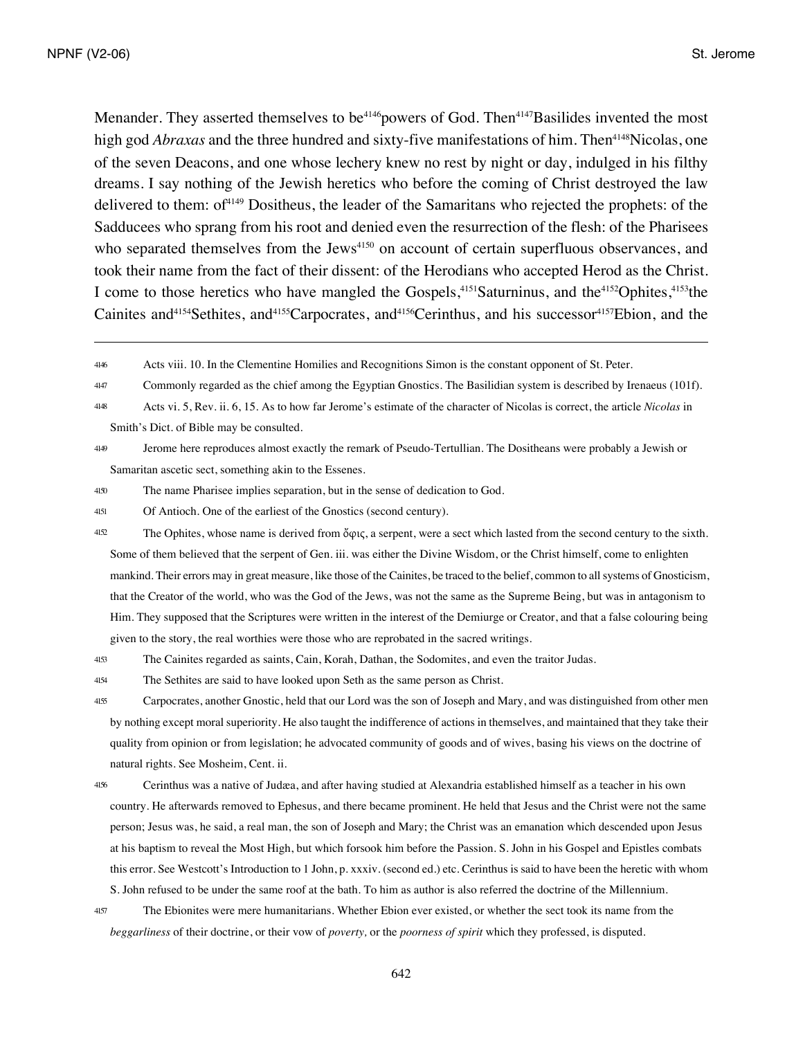Menander. They asserted themselves to be[4146]powers of God. Then[4147]Basilides invented the most high god *Abraxas* and the three hundred and sixty-five manifestations of him. Then[4148]Nicolas, one of the seven Deacons, and one whose lechery knew no rest by night or day, indulged in his filthy dreams. I say nothing of the Jewish heretics who before the coming of Christ destroyed the law delivered to them: of[4149] Dositheus, the leader of the Samaritans who rejected the prophets: of the Sadducees who sprang from his root and denied even the resurrection of the flesh: of the Pharisees who separated themselves from the Jews[4150] on account of certain superfluous observances, and took their name from the fact of their dissent: of the Herodians who accepted Herod as the Christ. I come to those heretics who have mangled the Gospels,[4151]Saturninus, and the[4152]Ophites,[4153]the Cainites and[4154]Sethites, and[4155]Carpocrates, and[4156]Cerinthus, and his successor[4157]Ebion, and the

---

4146 Acts viii. 10. In the Clementine Homilies and Recognitions Simon is the constant opponent of St. Peter.

4147 Commonly regarded as the chief among the Egyptian Gnostics. The Basilidian system is described by Irenaeus (101f).

4148 Acts vi. 5, Rev. ii. 6, 15. As to how far Jerome's estimate of the character of Nicolas is correct, the article *Nicolas* in Smith's Dict. of Bible may be consulted.

4149 Jerome here reproduces almost exactly the remark of Pseudo-Tertullian. The Dositheans were probably a Jewish or Samaritan ascetic sect, something akin to the Essenes.

4150 The name Pharisee implies separation, but in the sense of dedication to God.

4151 Of Antioch. One of the earliest of the Gnostics (second century).

4152 The Ophites, whose name is derived from ὄφις, a serpent, were a sect which lasted from the second century to the sixth. Some of them believed that the serpent of Gen. iii. was either the Divine Wisdom, or the Christ himself, come to enlighten mankind. Their errors may in great measure, like those of the Cainites, be traced to the belief, common to all systems of Gnosticism, that the Creator of the world, who was the God of the Jews, was not the same as the Supreme Being, but was in antagonism to Him. They supposed that the Scriptures were written in the interest of the Demiurge or Creator, and that a false colouring being given to the story, the real worthies were those who are reprobated in the sacred writings.

4153 The Cainites regarded as saints, Cain, Korah, Dathan, the Sodomites, and even the traitor Judas.

4154 The Sethites are said to have looked upon Seth as the same person as Christ.

4155 Carpocrates, another Gnostic, held that our Lord was the son of Joseph and Mary, and was distinguished from other men by nothing except moral superiority. He also taught the indifference of actions in themselves, and maintained that they take their quality from opinion or from legislation; he advocated community of goods and of wives, basing his views on the doctrine of natural rights. See Mosheim, Cent. ii.

4156 Cerinthus was a native of Judæa, and after having studied at Alexandria established himself as a teacher in his own country. He afterwards removed to Ephesus, and there became prominent. He held that Jesus and the Christ were not the same person; Jesus was, he said, a real man, the son of Joseph and Mary; the Christ was an emanation which descended upon Jesus at his baptism to reveal the Most High, but which forsook him before the Passion. S. John in his Gospel and Epistles combats this error. See Westcott's Introduction to 1 John, p. xxxiv. (second ed.) etc. Cerinthus is said to have been the heretic with whom S. John refused to be under the same roof at the bath. To him as author is also referred the doctrine of the Millennium.

4157 The Ebionites were mere humanitarians. Whether Ebion ever existed, or whether the sect took its name from the *beggarliness* of their doctrine, or their vow of *poverty,* or the *poorness of spirit* which they professed, is disputed.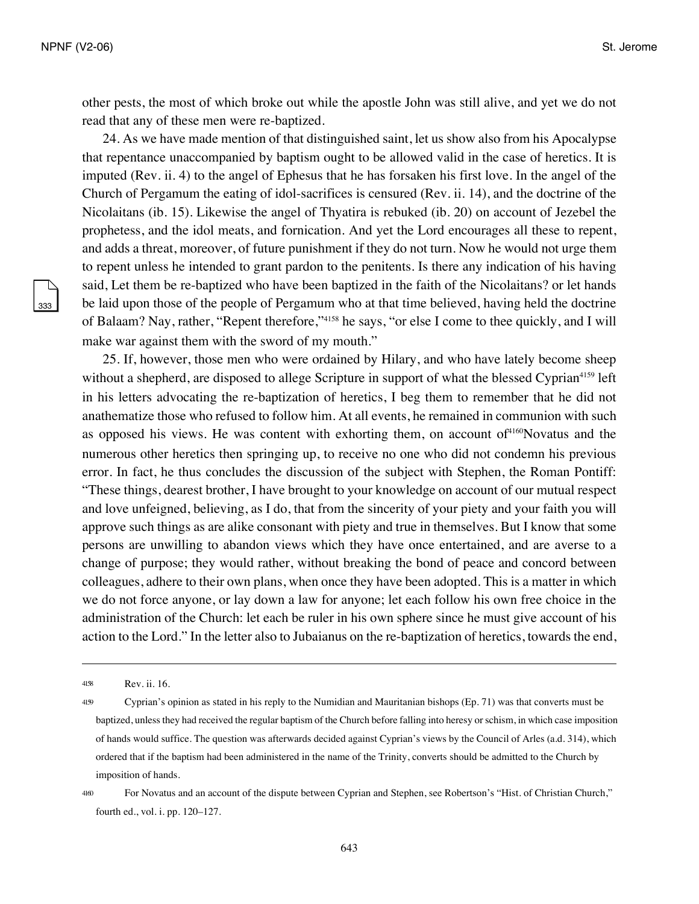other pests, the most of which broke out while the apostle John was still alive, and yet we do not read that any of these men were re-baptized.

24. As we have made mention of that distinguished saint, let us show also from his Apocalypse that repentance unaccompanied by baptism ought to be allowed valid in the case of heretics. It is imputed (Rev. ii. 4) to the angel of Ephesus that he has forsaken his first love. In the angel of the Church of Pergamum the eating of idol-sacrifices is censured (Rev. ii. 14), and the doctrine of the Nicolaitans (ib. 15). Likewise the angel of Thyatira is rebuked (ib. 20) on account of Jezebel the prophetess, and the idol meats, and fornication. And yet the Lord encourages all these to repent, and adds a threat, moreover, of future punishment if they do not turn. Now he would not urge them to repent unless he intended to grant pardon to the penitents. Is there any indication of his having said, Let them be re-baptized who have been baptized in the faith of the Nicolaitans? or let hands be laid upon those of the people of Pergamum who at that time believed, having held the doctrine of Balaam? Nay, rather, "Repent therefore,"[4158] he says, "or else I come to thee quickly, and I will make war against them with the sword of my mouth."

25. If, however, those men who were ordained by Hilary, and who have lately become sheep without a shepherd, are disposed to allege Scripture in support of what the blessed Cyprian[4159] left in his letters advocating the re-baptization of heretics, I beg them to remember that he did not anathematize those who refused to follow him. At all events, he remained in communion with such as opposed his views. He was content with exhorting them, on account of[4160] Novatus and the numerous other heretics then springing up, to receive no one who did not condemn his previous error. In fact, he thus concludes the discussion of the subject with Stephen, the Roman Pontiff: "These things, dearest brother, I have brought to your knowledge on account of our mutual respect and love unfeigned, believing, as I do, that from the sincerity of your piety and your faith you will approve such things as are alike consonant with piety and true in themselves. But I know that some persons are unwilling to abandon views which they have once entertained, and are averse to a change of purpose; they would rather, without breaking the bond of peace and concord between colleagues, adhere to their own plans, when once they have been adopted. This is a matter in which we do not force anyone, or lay down a law for anyone; let each follow his own free choice in the administration of the Church: let each be ruler in his own sphere since he must give account of his action to the Lord." In the letter also to Jubaianus on the re-baptization of heretics, towards the end,

---

[4158] Rev. ii. 16.

[4159] Cyprian's opinion as stated in his reply to the Numidian and Mauritanian bishops (Ep. 71) was that converts must be baptized, unless they had received the regular baptism of the Church before falling into heresy or schism, in which case imposition of hands would suffice. The question was afterwards decided against Cyprian's views by the Council of Arles (a.d. 314), which ordered that if the baptism had been administered in the name of the Trinity, converts should be admitted to the Church by imposition of hands.

[4160] For Novatus and an account of the dispute between Cyprian and Stephen, see Robertson's "Hist. of Christian Church," fourth ed., vol. i. pp. 120–127.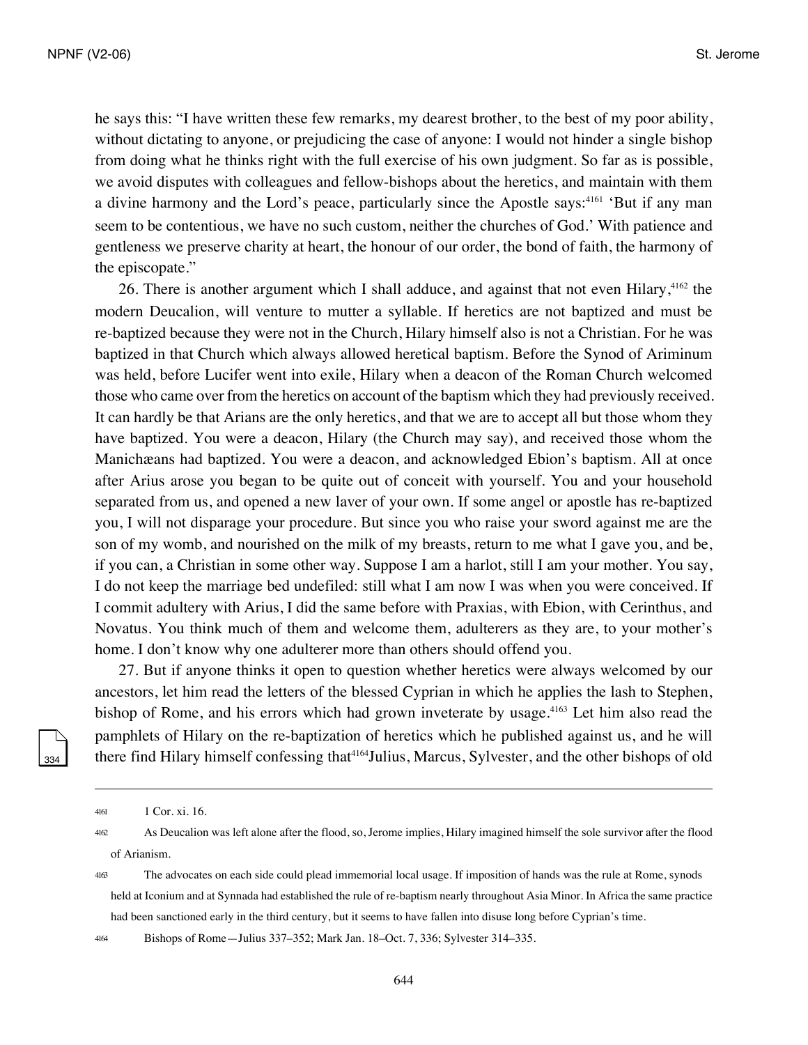he says this: "I have written these few remarks, my dearest brother, to the best of my poor ability, without dictating to anyone, or prejudicing the case of anyone: I would not hinder a single bishop from doing what he thinks right with the full exercise of his own judgment. So far as is possible, we avoid disputes with colleagues and fellow-bishops about the heretics, and maintain with them a divine harmony and the Lord's peace, particularly since the Apostle says:[4161] 'But if any man seem to be contentious, we have no such custom, neither the churches of God.' With patience and gentleness we preserve charity at heart, the honour of our order, the bond of faith, the harmony of the episcopate."

26. There is another argument which I shall adduce, and against that not even Hilary,[4162] the modern Deucalion, will venture to mutter a syllable. If heretics are not baptized and must be re-baptized because they were not in the Church, Hilary himself also is not a Christian. For he was baptized in that Church which always allowed heretical baptism. Before the Synod of Ariminum was held, before Lucifer went into exile, Hilary when a deacon of the Roman Church welcomed those who came over from the heretics on account of the baptism which they had previously received. It can hardly be that Arians are the only heretics, and that we are to accept all but those whom they have baptized. You were a deacon, Hilary (the Church may say), and received those whom the Manichæans had baptized. You were a deacon, and acknowledged Ebion's baptism. All at once after Arius arose you began to be quite out of conceit with yourself. You and your household separated from us, and opened a new laver of your own. If some angel or apostle has re-baptized you, I will not disparage your procedure. But since you who raise your sword against me are the son of my womb, and nourished on the milk of my breasts, return to me what I gave you, and be, if you can, a Christian in some other way. Suppose I am a harlot, still I am your mother. You say, I do not keep the marriage bed undefiled: still what I am now I was when you were conceived. If I commit adultery with Arius, I did the same before with Praxias, with Ebion, with Cerinthus, and Novatus. You think much of them and welcome them, adulterers as they are, to your mother's home. I don't know why one adulterer more than others should offend you.

27. But if anyone thinks it open to question whether heretics were always welcomed by our ancestors, let him read the letters of the blessed Cyprian in which he applies the lash to Stephen, bishop of Rome, and his errors which had grown inveterate by usage.[4163] Let him also read the pamphlets of Hilary on the re-baptization of heretics which he published against us, and he will there find Hilary himself confessing that[4164] Julius, Marcus, Sylvester, and the other bishops of old

---

[4161] 1 Cor. xi. 16.

[4162] As Deucalion was left alone after the flood, so, Jerome implies, Hilary imagined himself the sole survivor after the flood of Arianism.

[4163] The advocates on each side could plead immemorial local usage. If imposition of hands was the rule at Rome, synods held at Iconium and at Synnada had established the rule of re-baptism nearly throughout Asia Minor. In Africa the same practice had been sanctioned early in the third century, but it seems to have fallen into disuse long before Cyprian's time.

[4164] Bishops of Rome—Julius 337–352; Mark Jan. 18–Oct. 7, 336; Sylvester 314–335.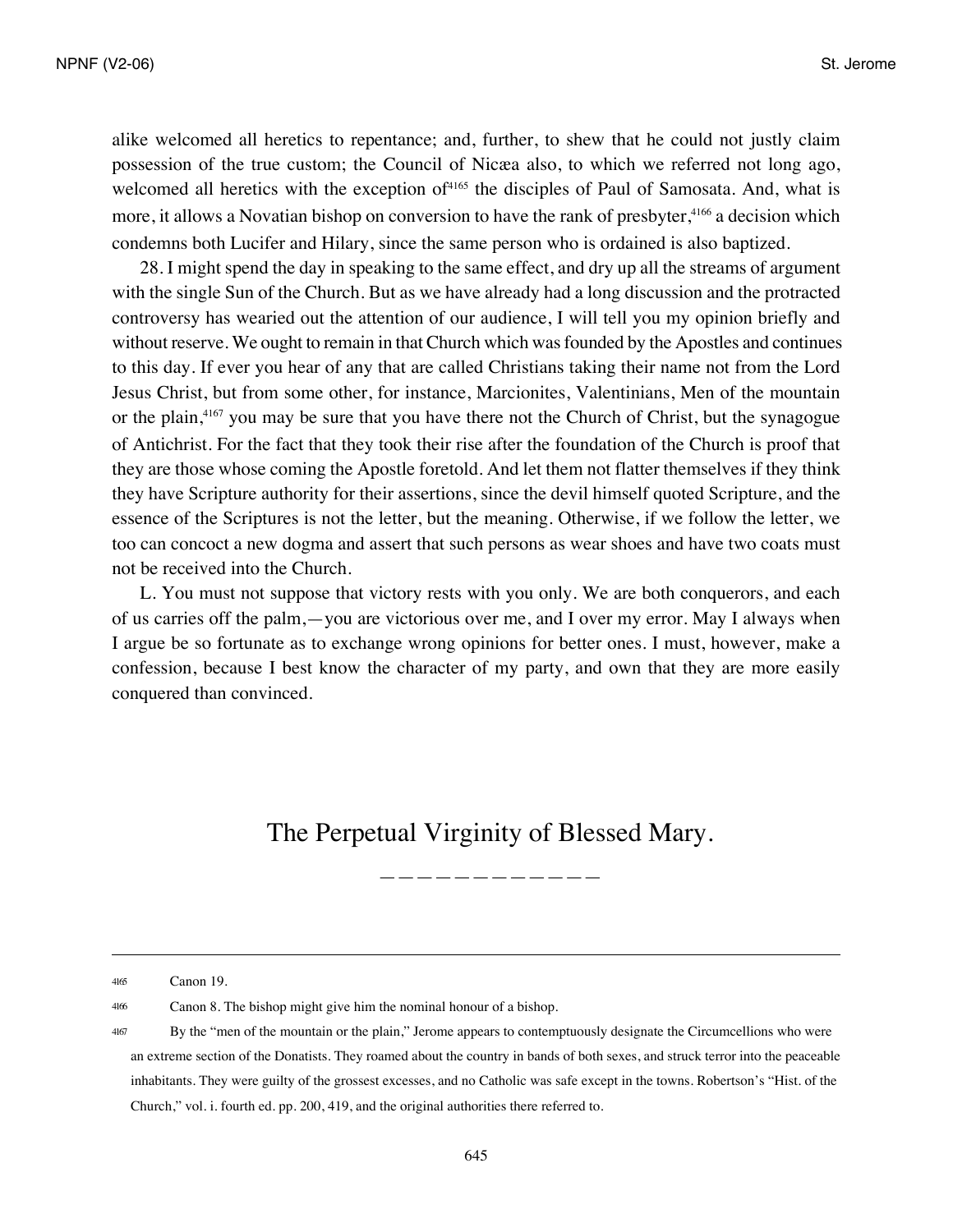alike welcomed all heretics to repentance; and, further, to shew that he could not justly claim possession of the true custom; the Council of Nicæa also, to which we referred not long ago, welcomed all heretics with the exception of[4165] the disciples of Paul of Samosata. And, what is more, it allows a Novatian bishop on conversion to have the rank of presbyter,[4166] a decision which condemns both Lucifer and Hilary, since the same person who is ordained is also baptized.

28. I might spend the day in speaking to the same effect, and dry up all the streams of argument with the single Sun of the Church. But as we have already had a long discussion and the protracted controversy has wearied out the attention of our audience, I will tell you my opinion briefly and without reserve. We ought to remain in that Church which was founded by the Apostles and continues to this day. If ever you hear of any that are called Christians taking their name not from the Lord Jesus Christ, but from some other, for instance, Marcionites, Valentinians, Men of the mountain or the plain,[4167] you may be sure that you have there not the Church of Christ, but the synagogue of Antichrist. For the fact that they took their rise after the foundation of the Church is proof that they are those whose coming the Apostle foretold. And let them not flatter themselves if they think they have Scripture authority for their assertions, since the devil himself quoted Scripture, and the essence of the Scriptures is not the letter, but the meaning. Otherwise, if we follow the letter, we too can concoct a new dogma and assert that such persons as wear shoes and have two coats must not be received into the Church.

L. You must not suppose that victory rests with you only. We are both conquerors, and each of us carries off the palm,—you are victorious over me, and I over my error. May I always when I argue be so fortunate as to exchange wrong opinions for better ones. I must, however, make a confession, because I best know the character of my party, and own that they are more easily conquered than convinced.

# The Perpetual Virginity of Blessed Mary.

————————————

---

4165 Canon 19.

4166 Canon 8. The bishop might give him the nominal honour of a bishop.

4167 By the "men of the mountain or the plain," Jerome appears to contemptuously designate the Circumcellions who were an extreme section of the Donatists. They roamed about the country in bands of both sexes, and struck terror into the peaceable inhabitants. They were guilty of the grossest excesses, and no Catholic was safe except in the towns. Robertson's "Hist. of the Church," vol. i. fourth ed. pp. 200, 419, and the original authorities there referred to.